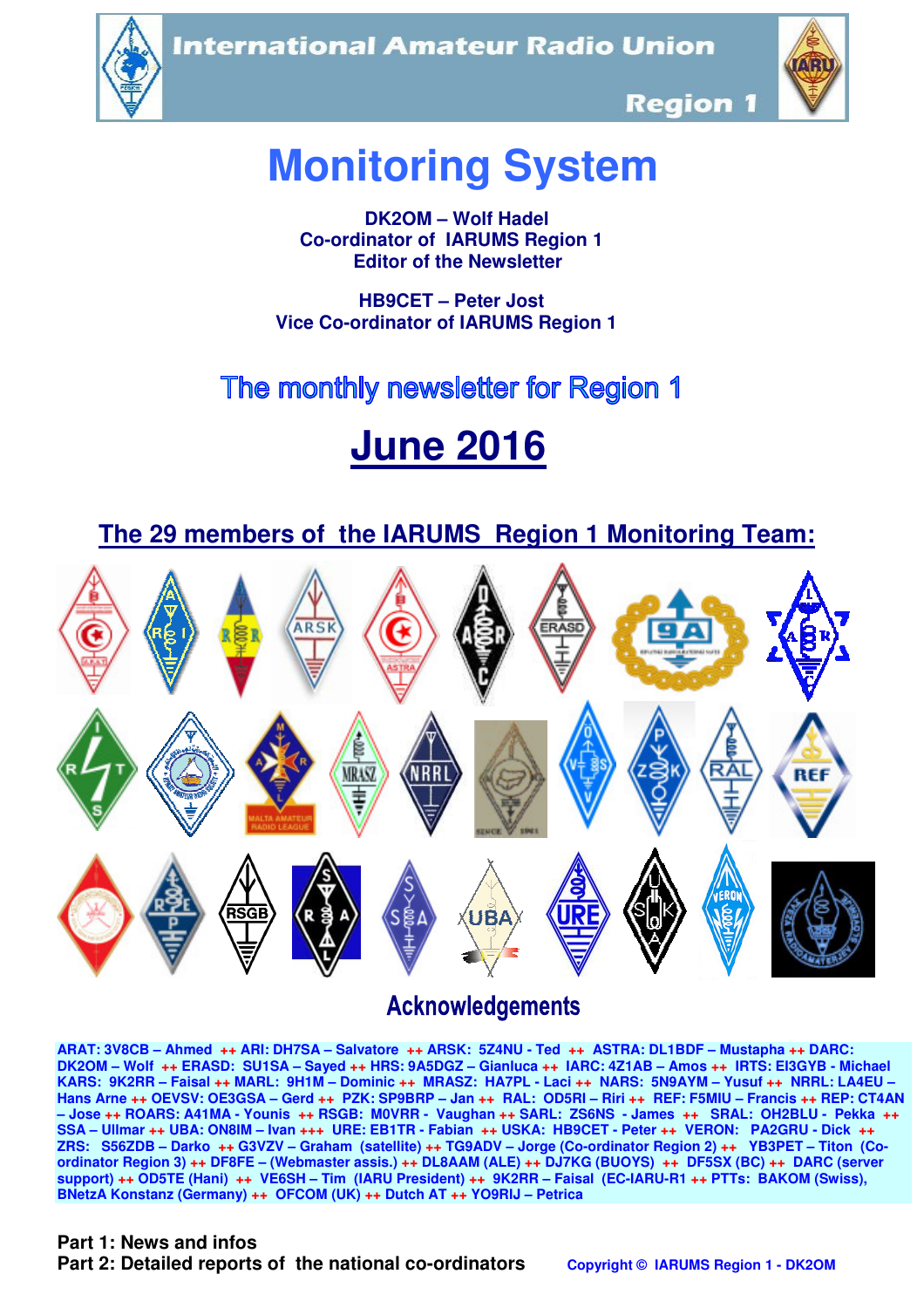International Amateur Radio Union

Region 1

# Monitoring System

**DK2OM – Wolf Hadel**
**Co-ordinator of IARUMS Region 1**
**Editor of the Newsletter**

**HB9CET – Peter Jost**
**Vice Co-ordinator of IARUMS Region 1**

## The monthly newsletter for Region 1

# June 2016

## The 29 members of the IARUMS Region 1 Monitoring Team:

## Acknowledgements

**ARAT: 3V8CB – Ahmed ++ ARI: DH7SA – Salvatore ++ ARSK: 5Z4NU - Ted ++ ASTRA: DL1BDF – Mustapha ++ DARC: DK2OM – Wolf ++ ERASD: SU1SA – Sayed ++ HRS: 9A5DGZ – Gianluca ++ IARC: 4Z1AB – Amos ++ IRTS: EI3GYB - Michael KARS: 9K2RR – Faisal ++ MARL: 9H1M – Dominic ++ MRASZ: HA7PL - Laci ++ NARS: 5N9AYM – Yusuf ++ NRRL: LA4EU – Hans Arne ++ OEVSV: OE3GSA – Gerd ++ PZK: SP9BRP – Jan ++ RAL: OD5RI – Riri ++ REF: F5MIU – Francis ++ REP: CT4AN – Jose ++ ROARS: A41MA - Younis ++ RSGB: M0VRR - Vaughan ++ SARL: ZS6NS - James ++ SRAL: OH2BLU - Pekka ++ SSA – Ullmar ++ UBA: ON8IM – Ivan +++ URE: EB1TR - Fabian ++ USKA: HB9CET - Peter ++ VERON: PA2GRU - Dick ++ ZRS: S56ZDB – Darko ++ G3VZV – Graham (satellite) ++ TG9ADV – Jorge (Co-ordinator Region 2) ++ YB3PET – Titon (Co-ordinator Region 3) ++ DF8FE – (Webmaster assis.) ++ DL8AAM (ALE) ++ DJ7KG (BUOYS) ++ DF5SX (BC) ++ DARC (server support) ++ OD5TE (Hani) ++ VE6SH – Tim (IARU President) ++ 9K2RR – Faisal (EC-IARU-R1 ++ PTTs: BAKOM (Swiss), BNetzA Konstanz (Germany) ++ OFCOM (UK) ++ Dutch AT ++ YO9RIJ – Petrica**

**Part 1: News and infos**
**Part 2: Detailed reports of the national co-ordinators**

Copyright © IARUMS Region 1 - DK2OM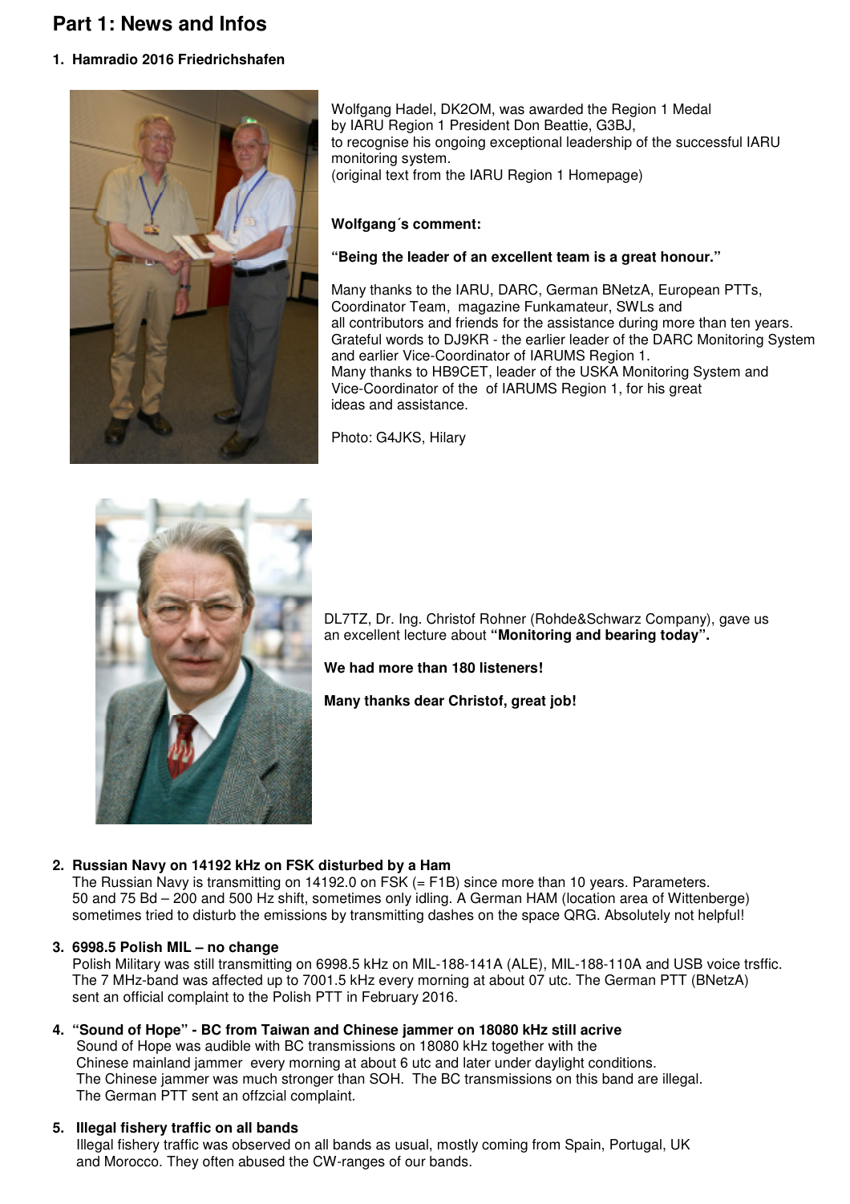# Part 1: News and Infos

## 1. Hamradio 2016 Friedrichshafen

Wolfgang Hadel, DK2OM, was awarded the Region 1 Medal by IARU Region 1 President Don Beattie, G3BJ, to recognise his ongoing exceptional leadership of the successful IARU monitoring system.
(original text from the IARU Region 1 Homepage)

**Wolfgang´s comment:**

**"Being the leader of an excellent team is a great honour."**

Many thanks to the IARU, DARC, German BNetzA, European PTTs, Coordinator Team, magazine Funkamateur, SWLs and all contributors and friends for the assistance during more than ten years.
Grateful words to DJ9KR - the earlier leader of the DARC Monitoring System and earlier Vice-Coordinator of IARUMS Region 1.
Many thanks to HB9CET, leader of the USKA Monitoring System and Vice-Coordinator of the of IARUMS Region 1, for his great ideas and assistance.

Photo: G4JKS, Hilary

DL7TZ, Dr. Ing. Christof Rohner (Rohde&Schwarz Company), gave us an excellent lecture about **"Monitoring and bearing today".**

**We had more than 180 listeners!**

**Many thanks dear Christof, great job!**

## 2. Russian Navy on 14192 kHz on FSK disturbed by a Ham

The Russian Navy is transmitting on 14192.0 on FSK (= F1B) since more than 10 years. Parameters. 50 and 75 Bd – 200 and 500 Hz shift, sometimes only idling. A German HAM (location area of Wittenberge) sometimes tried to disturb the emissions by transmitting dashes on the space QRG. Absolutely not helpful!

## 3. 6998.5 Polish MIL – no change

Polish Military was still transmitting on 6998.5 kHz on MIL-188-141A (ALE), MIL-188-110A and USB voice trsffic. The 7 MHz-band was affected up to 7001.5 kHz every morning at about 07 utc. The German PTT (BNetzA) sent an official complaint to the Polish PTT in February 2016.

## 4. "Sound of Hope" - BC from Taiwan and Chinese jammer on 18080 kHz still acrive

Sound of Hope was audible with BC transmissions on 18080 kHz together with the Chinese mainland jammer every morning at about 6 utc and later under daylight conditions. The Chinese jammer was much stronger than SOH. The BC transmissions on this band are illegal. The German PTT sent an offzcial complaint.

## 5. Illegal fishery traffic on all bands

Illegal fishery traffic was observed on all bands as usual, mostly coming from Spain, Portugal, UK and Morocco. They often abused the CW-ranges of our bands.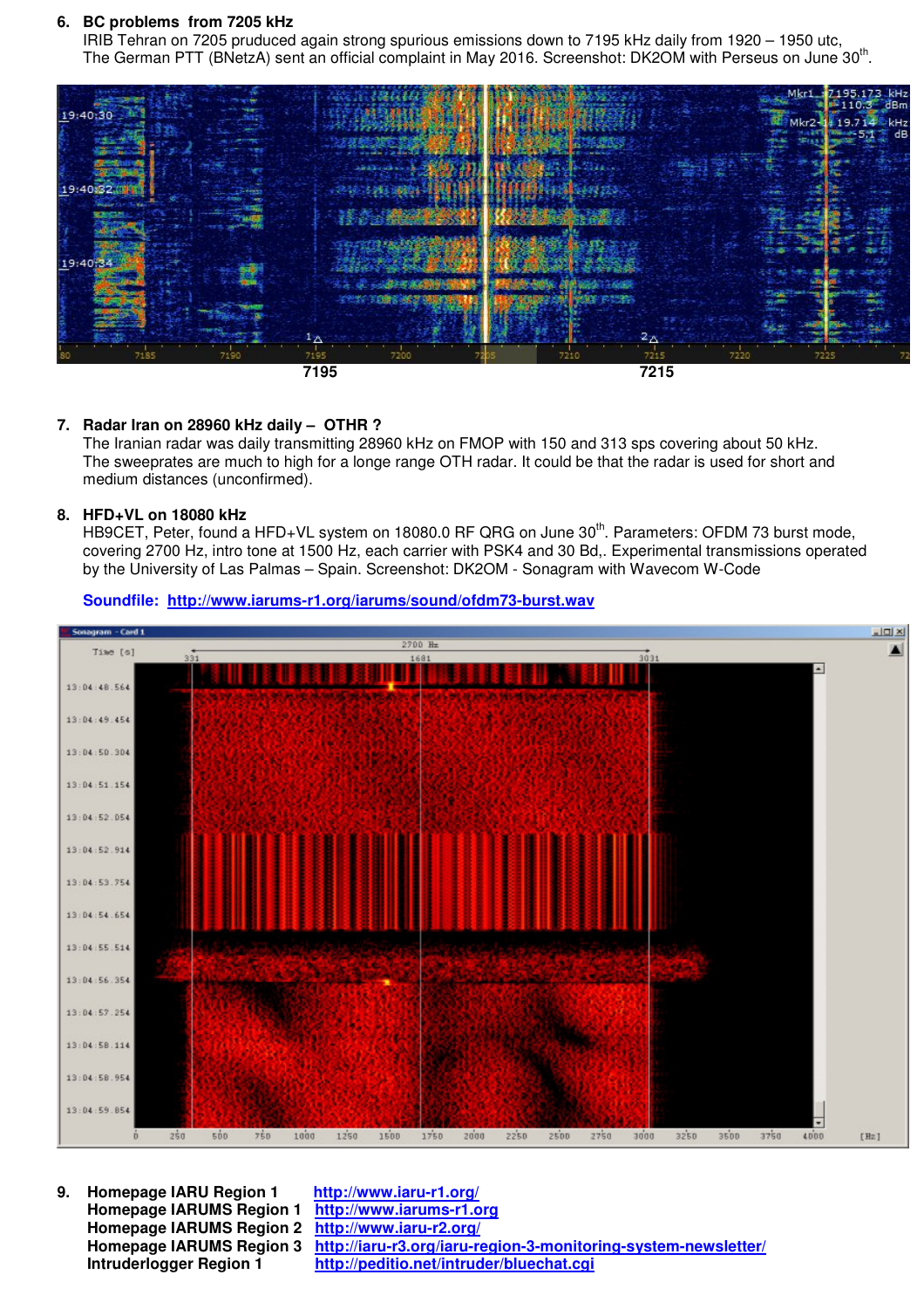6. **BC problems from 7205 kHz**

IRIB Tehran on 7205 pruduced again strong spurious emissions down to 7195 kHz daily from 1920 – 1950 utc, The German PTT (BNetzA) sent an official complaint in May 2016. Screenshot: DK2OM with Perseus on June 30th.

7195
7215

7. **Radar Iran on 28960 kHz daily – OTHR ?**

The Iranian radar was daily transmitting 28960 kHz on FMOP with 150 and 313 sps covering about 50 kHz. The sweeprates are much to high for a longe range OTH radar. It could be that the radar is used for short and medium distances (unconfirmed).

8. **HFD+VL on 18080 kHz**

HB9CET, Peter, found a HFD+VL system on 18080.0 RF QRG on June 30th. Parameters: OFDM 73 burst mode, covering 2700 Hz, intro tone at 1500 Hz, each carrier with PSK4 and 30 Bd,. Experimental transmissions operated by the University of Las Palmas – Spain. Screenshot: DK2OM - Sonagram with Wavecom W-Code

**Soundfile: http://www.iarums-r1.org/iarums/sound/ofdm73-burst.wav**

9. **Homepage IARU Region 1** http://www.iaru-r1.org/
**Homepage IARUMS Region 1** http://www.iarums-r1.org
**Homepage IARUMS Region 2** http://www.iaru-r2.org/
**Homepage IARUMS Region 3** http://iaru-r3.org/iaru-region-3-monitoring-system-newsletter/
**Intruderlogger Region 1** http://peditio.net/intruder/bluechat.cgi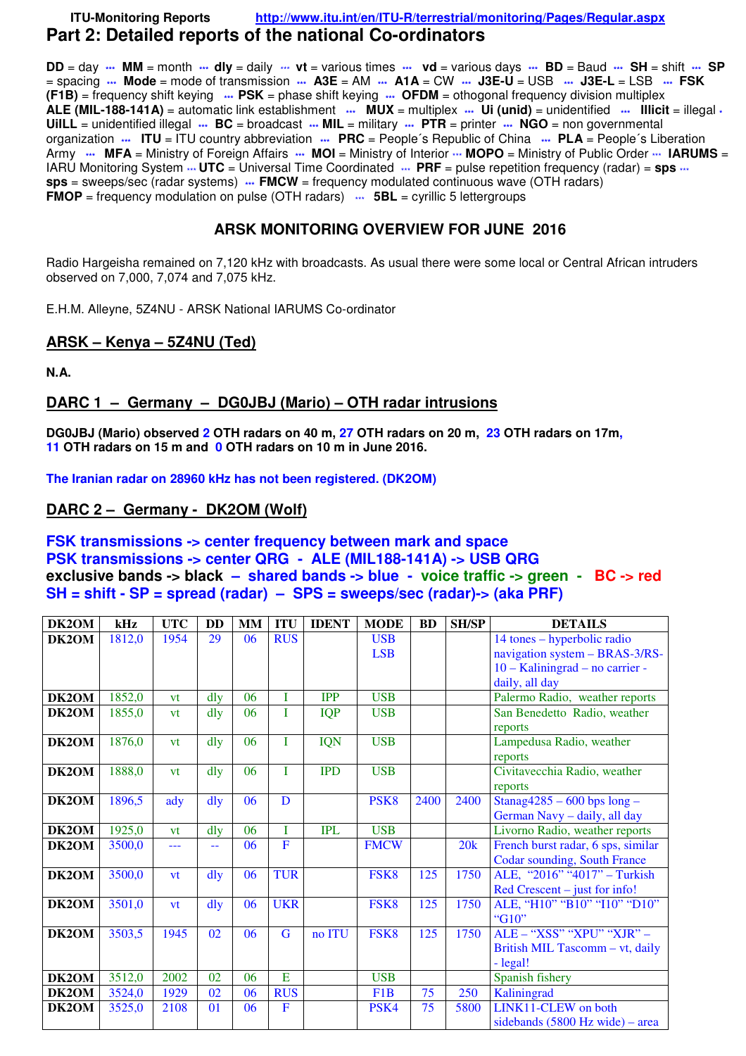# ITU-Monitoring Reports    http://www.itu.int/en/ITU-R/terrestrial/monitoring/Pages/Regular.aspx

## Part 2: Detailed reports of the national Co-ordinators

**DD** = day ••• **MM** = month ••• **dly** = daily ••• **vt** = various times ••• **vd** = various days ••• **BD** = Baud ••• **SH** = shift ••• **SP** = spacing ••• **Mode** = mode of transmission ••• **A3E** = AM ••• **A1A** = CW ••• **J3E-U** = USB ••• **J3E-L** = LSB ••• **FSK (F1B)** = frequency shift keying ••• **PSK** = phase shift keying ••• **OFDM** = othogonal frequency division multiplex **ALE (MIL-188-141A)** = automatic link establishment ••• **MUX** = multiplex ••• **Ui (unid)** = unidentified ••• **Illicit** = illegal • **UiILL** = unidentified illegal ••• **BC** = broadcast ••• **MIL** = military ••• **PTR** = printer ••• **NGO** = non governmental organization ••• **ITU** = ITU country abbreviation ••• **PRC** = People´s Republic of China ••• **PLA** = People´s Liberation Army ••• **MFA** = Ministry of Foreign Affairs ••• **MOI** = Ministry of Interior ••• **MOPO** = Ministry of Public Order ••• **IARUMS** = IARU Monitoring System ••• **UTC** = Universal Time Coordinated ••• **PRF** = pulse repetition frequency (radar) = **sps** ••• **sps** = sweeps/sec (radar systems) ••• **FMCW** = frequency modulated continuous wave (OTH radars) **FMOP** = frequency modulation on pulse (OTH radars) ••• **5BL** = cyrillic 5 lettergroups

### ARSK MONITORING OVERVIEW FOR JUNE 2016

Radio Hargeisha remained on 7,120 kHz with broadcasts. As usual there were some local or Central African intruders observed on 7,000, 7,074 and 7,075 kHz.

E.H.M. Alleyne, 5Z4NU - ARSK National IARUMS Co-ordinator

### ARSK – Kenya – 5Z4NU (Ted)

**N.A.**

### DARC 1 – Germany – DG0JBJ (Mario) – OTH radar intrusions

**DG0JBJ (Mario) observed 2 OTH radars on 40 m, 27 OTH radars on 20 m, 23 OTH radars on 17m, 11 OTH radars on 15 m and 0 OTH radars on 10 m in June 2016.**

**The Iranian radar on 28960 kHz has not been registered. (DK2OM)**

### DARC 2 – Germany - DK2OM (Wolf)

**FSK transmissions -> center frequency between mark and space**
**PSK transmissions -> center QRG - ALE (MIL188-141A) -> USB QRG**
**exclusive bands -> black – shared bands -> blue - voice traffic -> green - BC -> red**
**SH = shift - SP = spread (radar) – SPS = sweeps/sec (radar)-> (aka PRF)**

| DK2OM | kHz | UTC | DD | MM | ITU | IDENT | MODE | BD | SH/SP | DETAILS |
|---|---|---|---|---|---|---|---|---|---|---|
| DK2OM | 1812,0 | 1954 | 29 | 06 | RUS | | USB LSB | | | 14 tones – hyperbolic radio navigation system – BRAS-3/RS-10 – Kaliningrad – no carrier - daily, all day |
| DK2OM | 1852,0 | vt | dly | 06 | I | IPP | USB | | | Palermo Radio, weather reports |
| DK2OM | 1855,0 | vt | dly | 06 | I | IQP | USB | | | San Benedetto Radio, weather reports |
| DK2OM | 1876,0 | vt | dly | 06 | I | IQN | USB | | | Lampedusa Radio, weather reports |
| DK2OM | 1888,0 | vt | dly | 06 | I | IPD | USB | | | Civitavecchia Radio, weather reports |
| DK2OM | 1896,5 | ady | dly | 06 | D | | PSK8 | 2400 | 2400 | Stanag4285 – 600 bps long – German Navy – daily, all day |
| DK2OM | 1925,0 | vt | dly | 06 | I | IPL | USB | | | Livorno Radio, weather reports |
| DK2OM | 3500,0 | --- | -- | 06 | F | | FMCW | | 20k | French burst radar, 6 sps, similar Codar sounding, South France |
| DK2OM | 3500,0 | vt | dly | 06 | TUR | | FSK8 | 125 | 1750 | ALE, "2016" "4017" – Turkish Red Crescent – just for info! |
| DK2OM | 3501,0 | vt | dly | 06 | UKR | | FSK8 | 125 | 1750 | ALE, "H10" "B10" "I10" "D10" "G10" |
| DK2OM | 3503,5 | 1945 | 02 | 06 | G | no ITU | FSK8 | 125 | 1750 | ALE – "XSS" "XPU" "XJR" – British MIL Tascomm – vt, daily - legal! |
| DK2OM | 3512,0 | 2002 | 02 | 06 | E | | USB | | | Spanish fishery |
| DK2OM | 3524,0 | 1929 | 02 | 06 | RUS | | F1B | 75 | 250 | Kaliningrad |
| DK2OM | 3525,0 | 2108 | 01 | 06 | F | | PSK4 | 75 | 5800 | LINK11-CLEW on both sidebands (5800 Hz wide) – area |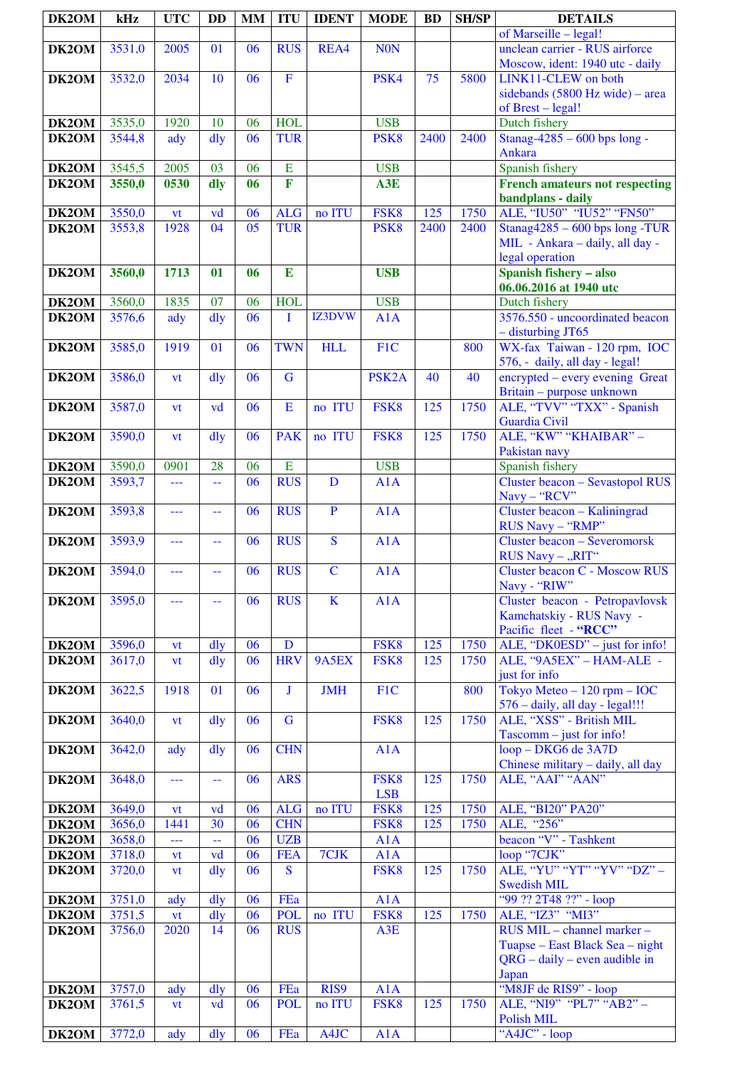| DK2OM | kHz | UTC | DD | MM | ITU | IDENT | MODE | BD | SH/SP | DETAILS |
|---|---|---|---|---|---|---|---|---|---|---|
| | | | | | | | | | | of Marseille – legal! |
| DK2OM | 3531,0 | 2005 | 01 | 06 | RUS | REA4 | N0N | | | unclean carrier - RUS airforce Moscow, ident: 1940 utc - daily |
| DK2OM | 3532,0 | 2034 | 10 | 06 | F | | PSK4 | 75 | 5800 | LINK11-CLEW on both sidebands (5800 Hz wide) – area of Brest – legal! |
| DK2OM | 3535,0 | 1920 | 10 | 06 | HOL | | USB | | | Dutch fishery |
| DK2OM | 3544,8 | ady | dly | 06 | TUR | | PSK8 | 2400 | 2400 | Stanag-4285 – 600 bps long - Ankara |
| DK2OM | 3545,5 | 2005 | 03 | 06 | E | | USB | | | Spanish fishery |
| DK2OM | **3550,0** | **0530** | **dly** | **06** | **F** | | **A3E** | | | **French amateurs not respecting bandplans - daily** |
| DK2OM | 3550,0 | vt | vd | 06 | ALG | no ITU | FSK8 | 125 | 1750 | ALE, "IU50" "IU52" "FN50" |
| DK2OM | 3553,8 | 1928 | 04 | 05 | TUR | | PSK8 | 2400 | 2400 | Stanag4285 – 600 bps long -TUR MIL - Ankara – daily, all day - legal operation |
| DK2OM | **3560,0** | **1713** | **01** | **06** | **E** | | **USB** | | | **Spanish fishery – also 06.06.2016 at 1940 utc** |
| DK2OM | 3560,0 | 1835 | 07 | 06 | HOL | | USB | | | Dutch fishery |
| DK2OM | 3576,6 | ady | dly | 06 | I | IZ3DVW | A1A | | | 3576.550 - uncoordinated beacon – disturbing JT65 |
| DK2OM | 3585,0 | 1919 | 01 | 06 | TWN | HLL | F1C | | 800 | WX-fax Taiwan - 120 rpm, IOC 576, - daily, all day - legal! |
| DK2OM | 3586,0 | vt | dly | 06 | G | | PSK2A | 40 | 40 | encrypted – every evening Great Britain – purpose unknown |
| DK2OM | 3587,0 | vt | vd | 06 | E | no ITU | FSK8 | 125 | 1750 | ALE, "TVV" "TXX" - Spanish Guardia Civil |
| DK2OM | 3590,0 | vt | dly | 06 | PAK | no ITU | FSK8 | 125 | 1750 | ALE, "KW" "KHAIBAR" – Pakistan navy |
| DK2OM | 3590,0 | 0901 | 28 | 06 | E | | USB | | | Spanish fishery |
| DK2OM | 3593,7 | --- | -- | 06 | RUS | D | A1A | | | Cluster beacon – Sevastopol RUS Navy – "RCV" |
| DK2OM | 3593,8 | --- | -- | 06 | RUS | P | A1A | | | Cluster beacon – Kaliningrad RUS Navy – "RMP" |
| DK2OM | 3593,9 | --- | -- | 06 | RUS | S | A1A | | | Cluster beacon – Severomorsk RUS Navy – „RIT" |
| DK2OM | 3594,0 | --- | -- | 06 | RUS | C | A1A | | | Cluster beacon C - Moscow RUS Navy - "RIW" |
| DK2OM | 3595,0 | --- | -- | 06 | RUS | K | A1A | | | Cluster beacon - Petropavlovsk Kamchatskiy - RUS Navy - Pacific fleet - **"RCC"** |
| DK2OM | 3596,0 | vt | dly | 06 | D | | FSK8 | 125 | 1750 | ALE, "DK0ESD" – just for info! |
| DK2OM | 3617,0 | vt | dly | 06 | HRV | 9A5EX | FSK8 | 125 | 1750 | ALE, "9A5EX" – HAM-ALE - just for info |
| DK2OM | 3622,5 | 1918 | 01 | 06 | J | JMH | F1C | | 800 | Tokyo Meteo – 120 rpm – IOC 576 – daily, all day - legal!!! |
| DK2OM | 3640,0 | vt | dly | 06 | G | | FSK8 | 125 | 1750 | ALE, "XSS" - British MIL Tascomm – just for info! |
| DK2OM | 3642,0 | ady | dly | 06 | CHN | | A1A | | | loop – DKG6 de 3A7D Chinese military – daily, all day |
| DK2OM | 3648,0 | --- | -- | 06 | ARS | | FSK8 LSB | 125 | 1750 | ALE, "AAI" "AAN" |
| DK2OM | 3649,0 | vt | vd | 06 | ALG | no ITU | FSK8 | 125 | 1750 | ALE, "BI20" PA20" |
| DK2OM | 3656,0 | 1441 | 30 | 06 | CHN | | FSK8 | 125 | 1750 | ALE, "256" |
| DK2OM | 3658,0 | --- | -- | 06 | UZB | | A1A | | | beacon "V" - Tashkent |
| DK2OM | 3718,0 | vt | vd | 06 | FEA | 7CJK | A1A | | | loop "7CJK" |
| DK2OM | 3720,0 | vt | dly | 06 | S | | FSK8 | 125 | 1750 | ALE, "YU" "YT" "YV" "DZ" – Swedish MIL |
| DK2OM | 3751,0 | ady | dly | 06 | FEa | | A1A | | | "99 ?? 2T48 ??" - loop |
| DK2OM | 3751,5 | vt | dly | 06 | POL | no ITU | FSK8 | 125 | 1750 | ALE, "IZ3" "MI3" |
| DK2OM | 3756,0 | 2020 | 14 | 06 | RUS | | A3E | | | RUS MIL – channel marker – Tuapse – East Black Sea – night QRG – daily – even audible in Japan |
| DK2OM | 3757,0 | ady | dly | 06 | FEa | RIS9 | A1A | | | "M8JF de RIS9" - loop |
| DK2OM | 3761,5 | vt | vd | 06 | POL | no ITU | FSK8 | 125 | 1750 | ALE, "NI9" "PL7" "AB2" – Polish MIL |
| DK2OM | 3772,0 | ady | dly | 06 | FEa | A4JC | A1A | | | "A4JC" - loop |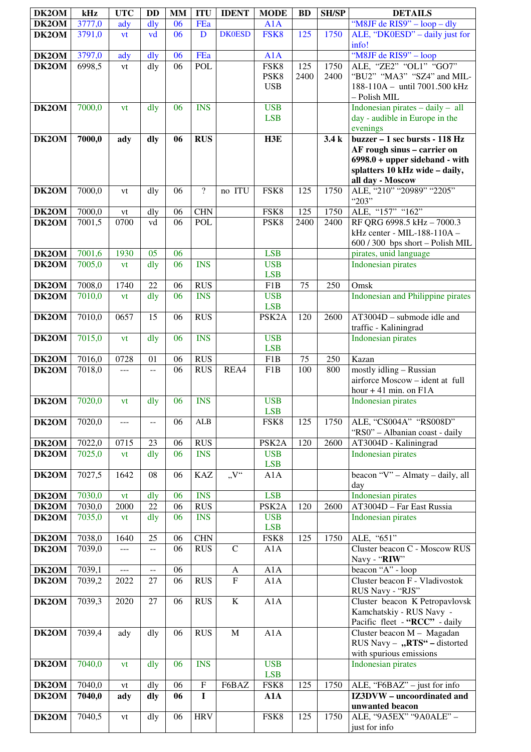| DK2OM | kHz | UTC | DD | MM | ITU | IDENT | MODE | BD | SH/SP | DETAILS |
|---|---|---|---|---|---|---|---|---|---|---|
| DK2OM | 3777,0 | ady | dly | 06 | FEa | | A1A | | | "M8JF de RIS9" – loop – dly |
| DK2OM | 3791,0 | vt | vd | 06 | D | DK0ESD | FSK8 | 125 | 1750 | ALE, "DK0ESD" – daily just for info! |
| DK2OM | 3797,0 | ady | dly | 06 | FEa | | A1A | | | "M8JF de RIS9" – loop |
| DK2OM | 6998,5 | vt | dly | 06 | POL | | FSK8 PSK8 USB | 125 2400 | 1750 2400 | ALE, "ZE2" "OL1" "GO7" "BU2" "MA3" "SZ4" and MIL-188-110A – until 7001.500 kHz – Polish MIL |
| DK2OM | 7000,0 | vt | dly | 06 | INS | | USB LSB | | | Indonesian pirates – daily – all day - audible in Europe in the evenings |
| **DK2OM** | **7000,0** | **ady** | **dly** | **06** | **RUS** | | **H3E** | | **3.4 k** | **buzzer – 1 sec bursts - 118 Hz AF rough sinus – carrier on 6998.0 + upper sideband - with splatters 10 kHz wide – daily, all day - Moscow** |
| DK2OM | 7000,0 | vt | dly | 06 | ? | no ITU | FSK8 | 125 | 1750 | ALE, "210" "20989" "2205" "203" |
| DK2OM | 7000,0 | vt | dly | 06 | CHN | | FSK8 | 125 | 1750 | ALE, "157" "162" |
| DK2OM | 7001,5 | 0700 | vd | 06 | POL | | PSK8 | 2400 | 2400 | RF QRG 6998.5 kHz – 7000.3 kHz center - MIL-188-110A – 600 / 300 bps short – Polish MIL |
| DK2OM | 7001,6 | 1930 | 05 | 06 | | | LSB | | | pirates, unid language |
| DK2OM | 7005,0 | vt | dly | 06 | INS | | USB LSB | | | Indonesian pirates |
| DK2OM | 7008,0 | 1740 | 22 | 06 | RUS | | F1B | 75 | 250 | Omsk |
| DK2OM | 7010,0 | vt | dly | 06 | INS | | USB LSB | | | Indonesian and Philippine pirates |
| DK2OM | 7010,0 | 0657 | 15 | 06 | RUS | | PSK2A | 120 | 2600 | AT3004D – submode idle and traffic - Kaliningrad |
| DK2OM | 7015,0 | vt | dly | 06 | INS | | USB LSB | | | Indonesian pirates |
| DK2OM | 7016,0 | 0728 | 01 | 06 | RUS | | F1B | 75 | 250 | Kazan |
| DK2OM | 7018,0 | --- | -- | 06 | RUS | REA4 | F1B | 100 | 800 | mostly idling – Russian airforce Moscow – ident at full hour + 41 min. on F1A |
| DK2OM | 7020,0 | vt | dly | 06 | INS | | USB LSB | | | Indonesian pirates |
| DK2OM | 7020,0 | --- | -- | 06 | ALB | | FSK8 | 125 | 1750 | ALE, "CS004A" "RS008D" "RS0" – Albanian coast - daily |
| DK2OM | 7022,0 | 0715 | 23 | 06 | RUS | | PSK2A | 120 | 2600 | AT3004D - Kaliningrad |
| DK2OM | 7025,0 | vt | dly | 06 | INS | | USB LSB | | | Indonesian pirates |
| DK2OM | 7027,5 | 1642 | 08 | 06 | KAZ | „V“ | A1A | | | beacon "V" – Almaty – daily, all day |
| DK2OM | 7030,0 | vt | dly | 06 | INS | | LSB | | | Indonesian pirates |
| DK2OM | 7030,0 | 2000 | 22 | 06 | RUS | | PSK2A | 120 | 2600 | AT3004D – Far East Russia |
| DK2OM | 7035,0 | vt | dly | 06 | INS | | USB LSB | | | Indonesian pirates |
| DK2OM | 7038,0 | 1640 | 25 | 06 | CHN | | FSK8 | 125 | 1750 | ALE, "651" |
| DK2OM | 7039,0 | --- | -- | 06 | RUS | C | A1A | | | Cluster beacon C - Moscow RUS Navy - "**RIW**" |
| DK2OM | 7039,1 | --- | -- | 06 | | A | A1A | | | beacon "A" - loop |
| DK2OM | 7039,2 | 2022 | 27 | 06 | RUS | F | A1A | | | Cluster beacon F - Vladivostok RUS Navy - "RJS" |
| DK2OM | 7039,3 | 2020 | 27 | 06 | RUS | K | A1A | | | Cluster beacon K Petropavlovsk Kamchatskiy - RUS Navy - Pacific fleet - **"RCC"** - daily |
| DK2OM | 7039,4 | ady | dly | 06 | RUS | M | A1A | | | Cluster beacon M – Magadan RUS Navy – **„RTS“** – distorted with spurious emissions |
| DK2OM | 7040,0 | vt | dly | 06 | INS | | USB LSB | | | Indonesian pirates |
| DK2OM | 7040,0 | vt | dly | 06 | F | F6BAZ | FSK8 | 125 | 1750 | ALE, "F6BAZ" – just for info |
| **DK2OM** | **7040,0** | **ady** | **dly** | **06** | **I** | | **A1A** | | | **IZ3DVW – uncoordinated and unwanted beacon** |
| DK2OM | 7040,5 | vt | dly | 06 | HRV | | FSK8 | 125 | 1750 | ALE, "9A5EX" "9A0ALE" – just for info |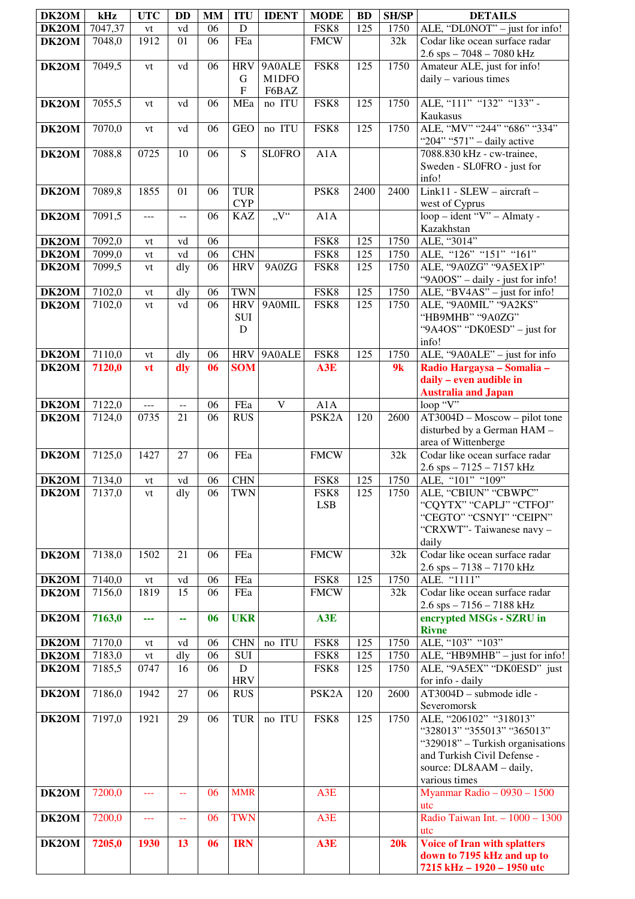| DK2OM | kHz | UTC | DD | MM | ITU | IDENT | MODE | BD | SH/SP | DETAILS |
|---|---|---|---|---|---|---|---|---|---|---|
| DK2OM | 7047,37 | vt | vd | 06 | D | | FSK8 | 125 | 1750 | ALE, "DL0NOT" – just for info! |
| DK2OM | 7048,0 | 1912 | 01 | 06 | FEa | | FMCW | | 32k | Codar like ocean surface radar 2.6 sps – 7048 – 7080 kHz |
| DK2OM | 7049,5 | vt | vd | 06 | HRV G F | 9A0ALE M1DFO F6BAZ | FSK8 | 125 | 1750 | Amateur ALE, just for info! daily – various times |
| DK2OM | 7055,5 | vt | vd | 06 | MEa | no ITU | FSK8 | 125 | 1750 | ALE, "111" "132" "133" - Kaukasus |
| DK2OM | 7070,0 | vt | vd | 06 | GEO | no ITU | FSK8 | 125 | 1750 | ALE, "MV" "244" "686" "334" "204" "571" – daily active |
| DK2OM | 7088,8 | 0725 | 10 | 06 | S | SL0FRO | A1A | | | 7088.830 kHz - cw-trainee, Sweden - SL0FRO - just for info! |
| DK2OM | 7089,8 | 1855 | 01 | 06 | TUR CYP | | PSK8 | 2400 | 2400 | Link11 - SLEW – aircraft – west of Cyprus |
| DK2OM | 7091,5 | --- | -- | 06 | KAZ | „V" | A1A | | | loop – ident "V" – Almaty - Kazakhstan |
| DK2OM | 7092,0 | vt | vd | 06 | | | FSK8 | 125 | 1750 | ALE, "3014" |
| DK2OM | 7099,0 | vt | vd | 06 | CHN | | FSK8 | 125 | 1750 | ALE, "126" "151" "161" |
| DK2OM | 7099,5 | vt | dly | 06 | HRV | 9A0ZG | FSK8 | 125 | 1750 | ALE, "9A0ZG" "9A5EX1P" "9A0OS" – daily - just for info! |
| DK2OM | 7102,0 | vt | dly | 06 | TWN | | FSK8 | 125 | 1750 | ALE, "BV4AS" – just for info! |
| DK2OM | 7102,0 | vt | vd | 06 | HRV SUI D | 9A0MIL | FSK8 | 125 | 1750 | ALE, "9A0MIL" "9A2KS" "HB9MHB" "9A0ZG" "9A4OS" "DK0ESD" – just for info! |
| DK2OM | 7110,0 | vt | dly | 06 | HRV | 9A0ALE | FSK8 | 125 | 1750 | ALE, "9A0ALE" – just for info |
| DK2OM | **7120,0** | **vt** | **dly** | **06** | **SOM** | | **A3E** | | **9k** | **Radio Hargaysa – Somalia – daily – even audible in Australia and Japan** |
| DK2OM | 7122,0 | --- | -- | 06 | FEa | V | A1A | | | loop "V" |
| DK2OM | 7124,0 | 0735 | 21 | 06 | RUS | | PSK2A | 120 | 2600 | AT3004D – Moscow – pilot tone disturbed by a German HAM – area of Wittenberge |
| DK2OM | 7125,0 | 1427 | 27 | 06 | FEa | | FMCW | | 32k | Codar like ocean surface radar 2.6 sps – 7125 – 7157 kHz |
| DK2OM | 7134,0 | vt | vd | 06 | CHN | | FSK8 | 125 | 1750 | ALE, "101" "109" |
| DK2OM | 7137,0 | vt | dly | 06 | TWN | | FSK8 LSB | 125 | 1750 | ALE, "CBIUN" "CBWPC" "CQYTX" "CAPLJ" "CTFOJ" "CEGTO" "CSNYI" "CEIPN" "CRXWT"- Taiwanese navy – daily |
| DK2OM | 7138,0 | 1502 | 21 | 06 | FEa | | FMCW | | 32k | Codar like ocean surface radar 2.6 sps – 7138 – 7170 kHz |
| DK2OM | 7140,0 | vt | vd | 06 | FEa | | FSK8 | 125 | 1750 | ALE. "1111" |
| DK2OM | 7156,0 | 1819 | 15 | 06 | FEa | | FMCW | | 32k | Codar like ocean surface radar 2.6 sps – 7156 – 7188 kHz |
| DK2OM | **7163,0** | **---** | **--** | **06** | **UKR** | | **A3E** | | | **encrypted MSGs - SZRU in Rivne** |
| DK2OM | 7170,0 | vt | vd | 06 | CHN | no ITU | FSK8 | 125 | 1750 | ALE, "103" "103" |
| DK2OM | 7183,0 | vt | dly | 06 | SUI | | FSK8 | 125 | 1750 | ALE, "HB9MHB" – just for info! |
| DK2OM | 7185,5 | 0747 | 16 | 06 | D HRV | | FSK8 | 125 | 1750 | ALE, "9A5EX" "DK0ESD" just for info - daily |
| DK2OM | 7186,0 | 1942 | 27 | 06 | RUS | | PSK2A | 120 | 2600 | AT3004D – submode idle - Severomorsk |
| DK2OM | 7197,0 | 1921 | 29 | 06 | TUR | no ITU | FSK8 | 125 | 1750 | ALE, "206102" "318013" "328013" "355013" "365013" "329018" – Turkish organisations and Turkish Civil Defense - source: DL8AAM – daily, various times |
| DK2OM | 7200,0 | --- | -- | 06 | MMR | | A3E | | | Myanmar Radio – 0930 – 1500 utc |
| DK2OM | 7200,0 | --- | -- | 06 | TWN | | A3E | | | Radio Taiwan Int. – 1000 – 1300 utc |
| DK2OM | **7205,0** | **1930** | **13** | **06** | **IRN** | | **A3E** | | **20k** | **Voice of Iran with splatters down to 7195 kHz and up to 7215 kHz – 1920 – 1950 utc** |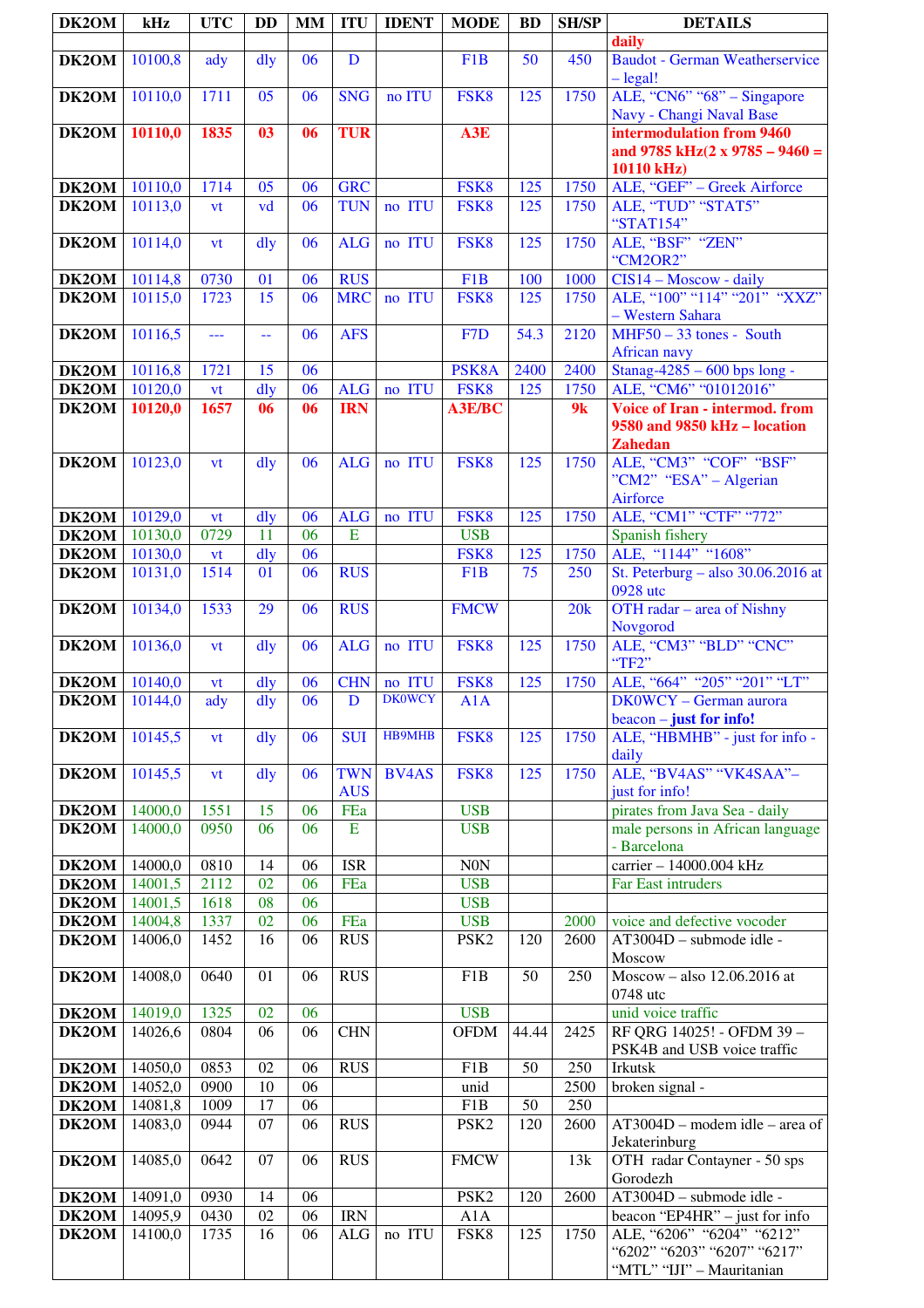| DK2OM | kHz | UTC | DD | MM | ITU | IDENT | MODE | BD | SH/SP | DETAILS |
|---|---|---|---|---|---|---|---|---|---|---|
| | | | | | | | | | | daily |
| DK2OM | 10100,8 | ady | dly | 06 | D | | F1B | 50 | 450 | Baudot - German Weatherservice – legal! |
| DK2OM | 10110,0 | 1711 | 05 | 06 | SNG | no ITU | FSK8 | 125 | 1750 | ALE, "CN6" "68" – Singapore Navy - Changi Naval Base |
| **DK2OM** | **10110,0** | **1835** | **03** | **06** | **TUR** | | **A3E** | | | **intermodulation from 9460 and 9785 kHz(2 x 9785 – 9460 = 10110 kHz)** |
| DK2OM | 10110,0 | 1714 | 05 | 06 | GRC | | FSK8 | 125 | 1750 | ALE, "GEF" – Greek Airforce |
| DK2OM | 10113,0 | vt | vd | 06 | TUN | no ITU | FSK8 | 125 | 1750 | ALE, "TUD" "STAT5" "STAT154" |
| DK2OM | 10114,0 | vt | dly | 06 | ALG | no ITU | FSK8 | 125 | 1750 | ALE, "BSF" "ZEN" "CM2OR2" |
| DK2OM | 10114,8 | 0730 | 01 | 06 | RUS | | F1B | 100 | 1000 | CIS14 – Moscow - daily |
| DK2OM | 10115,0 | 1723 | 15 | 06 | MRC | no ITU | FSK8 | 125 | 1750 | ALE, "100" "114" "201" "XXZ" – Western Sahara |
| DK2OM | 10116,5 | --- | -- | 06 | AFS | | F7D | 54.3 | 2120 | MHF50 – 33 tones - South African navy |
| DK2OM | 10116,8 | 1721 | 15 | 06 | | | PSK8A | 2400 | 2400 | Stanag-4285 – 600 bps long - |
| DK2OM | 10120,0 | vt | dly | 06 | ALG | no ITU | FSK8 | 125 | 1750 | ALE, "CM6" "01012016" |
| **DK2OM** | **10120,0** | **1657** | **06** | **06** | **IRN** | | **A3E/BC** | | **9k** | **Voice of Iran - intermod. from 9580 and 9850 kHz – location Zahedan** |
| DK2OM | 10123,0 | vt | dly | 06 | ALG | no ITU | FSK8 | 125 | 1750 | ALE, "CM3" "COF" "BSF" "CM2" "ESA" – Algerian Airforce |
| DK2OM | 10129,0 | vt | dly | 06 | ALG | no ITU | FSK8 | 125 | 1750 | ALE, "CM1" "CTF" "772" |
| DK2OM | 10130,0 | 0729 | 11 | 06 | E | | USB | | | Spanish fishery |
| DK2OM | 10130,0 | vt | dly | 06 | | | FSK8 | 125 | 1750 | ALE, "1144" "1608" |
| DK2OM | 10131,0 | 1514 | 01 | 06 | RUS | | F1B | 75 | 250 | St. Peterburg – also 30.06.2016 at 0928 utc |
| DK2OM | 10134,0 | 1533 | 29 | 06 | RUS | | FMCW | | 20k | OTH radar – area of Nishny Novgorod |
| DK2OM | 10136,0 | vt | dly | 06 | ALG | no ITU | FSK8 | 125 | 1750 | ALE, "CM3" "BLD" "CNC" "TF2" |
| DK2OM | 10140,0 | vt | dly | 06 | CHN | no ITU | FSK8 | 125 | 1750 | ALE, "664" "205" "201" "LT" |
| DK2OM | 10144,0 | ady | dly | 06 | D | DK0WCY | A1A | | | DK0WCY – German aurora beacon – **just for info!** |
| DK2OM | 10145,5 | vt | dly | 06 | SUI | HB9MHB | FSK8 | 125 | 1750 | ALE, "HBMHB" - just for info - daily |
| DK2OM | 10145,5 | vt | dly | 06 | TWN AUS | BV4AS | FSK8 | 125 | 1750 | ALE, "BV4AS" "VK4SAA"– just for info! |
| DK2OM | 14000,0 | 1551 | 15 | 06 | FEa | | USB | | | pirates from Java Sea - daily |
| DK2OM | 14000,0 | 0950 | 06 | 06 | E | | USB | | | male persons in African language - Barcelona |
| DK2OM | 14000,0 | 0810 | 14 | 06 | ISR | | N0N | | | carrier – 14000.004 kHz |
| DK2OM | 14001,5 | 2112 | 02 | 06 | FEa | | USB | | | Far East intruders |
| DK2OM | 14001,5 | 1618 | 08 | 06 | | | USB | | | |
| DK2OM | 14004,8 | 1337 | 02 | 06 | FEa | | USB | | 2000 | voice and defective vocoder |
| DK2OM | 14006,0 | 1452 | 16 | 06 | RUS | | PSK2 | 120 | 2600 | AT3004D – submode idle - Moscow |
| DK2OM | 14008,0 | 0640 | 01 | 06 | RUS | | F1B | 50 | 250 | Moscow – also 12.06.2016 at 0748 utc |
| DK2OM | 14019,0 | 1325 | 02 | 06 | | | USB | | | unid voice traffic |
| DK2OM | 14026,6 | 0804 | 06 | 06 | CHN | | OFDM | 44.44 | 2425 | RF QRG 14025! - OFDM 39 – PSK4B and USB voice traffic |
| DK2OM | 14050,0 | 0853 | 02 | 06 | RUS | | F1B | 50 | 250 | Irkutsk |
| DK2OM | 14052,0 | 0900 | 10 | 06 | | | unid | | 2500 | broken signal - |
| DK2OM | 14081,8 | 1009 | 17 | 06 | | | F1B | 50 | 250 | |
| DK2OM | 14083,0 | 0944 | 07 | 06 | RUS | | PSK2 | 120 | 2600 | AT3004D – modem idle – area of Jekaterinburg |
| DK2OM | 14085,0 | 0642 | 07 | 06 | RUS | | FMCW | | 13k | OTH radar Contayner - 50 sps Gorodezh |
| DK2OM | 14091,0 | 0930 | 14 | 06 | | | PSK2 | 120 | 2600 | AT3004D – submode idle - |
| DK2OM | 14095,9 | 0430 | 02 | 06 | IRN | | A1A | | | beacon "EP4HR" – just for info |
| DK2OM | 14100,0 | 1735 | 16 | 06 | ALG | no ITU | FSK8 | 125 | 1750 | ALE, "6206" "6204" "6212" "6202" "6203" "6207" "6217" "MTL" "IJI" – Mauritanian |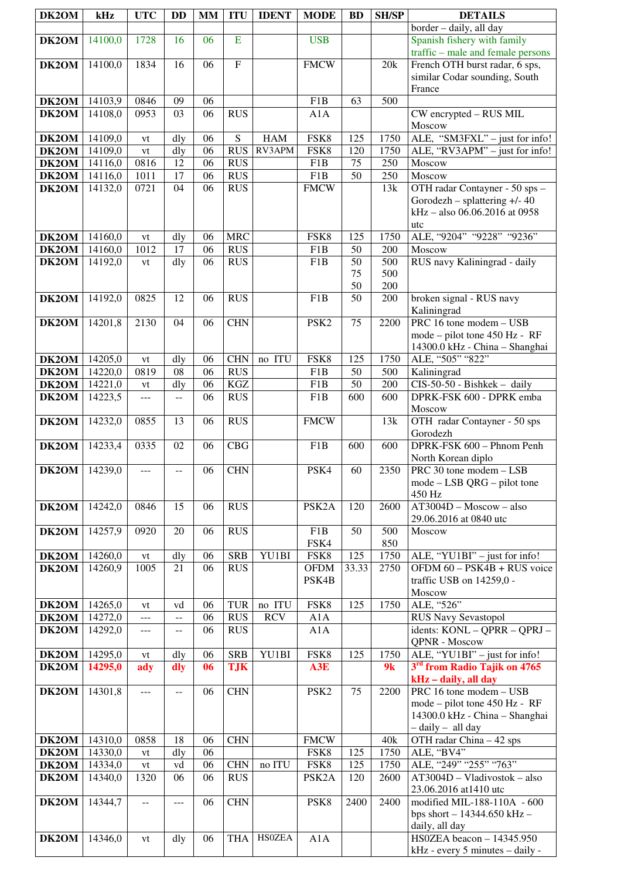| DK2OM | kHz | UTC | DD | MM | ITU | IDENT | MODE | BD | SH/SP | DETAILS |
|---|---|---|---|---|---|---|---|---|---|---|
| | | | | | | | | | | border – daily, all day |
| DK2OM | 14100,0 | 1728 | 16 | 06 | E | | USB | | | Spanish fishery with family traffic – male and female persons |
| DK2OM | 14100,0 | 1834 | 16 | 06 | F | | FMCW | | 20k | French OTH burst radar, 6 sps, similar Codar sounding, South France |
| DK2OM | 14103,9 | 0846 | 09 | 06 | | | F1B | 63 | 500 | |
| DK2OM | 14108,0 | 0953 | 03 | 06 | RUS | | A1A | | | CW encrypted – RUS MIL Moscow |
| DK2OM | 14109,0 | vt | dly | 06 | S | HAM | FSK8 | 125 | 1750 | ALE, “SM3FXL” – just for info! |
| DK2OM | 14109,0 | vt | dly | 06 | RUS | RV3APM | FSK8 | 120 | 1750 | ALE, “RV3APM” – just for info! |
| DK2OM | 14116,0 | 0816 | 12 | 06 | RUS | | F1B | 75 | 250 | Moscow |
| DK2OM | 14116,0 | 1011 | 17 | 06 | RUS | | F1B | 50 | 250 | Moscow |
| DK2OM | 14132,0 | 0721 | 04 | 06 | RUS | | FMCW | | 13k | OTH radar Contayner - 50 sps – Gorodezh – splattering +/- 40 kHz – also 06.06.2016 at 0958 utc |
| DK2OM | 14160,0 | vt | dly | 06 | MRC | | FSK8 | 125 | 1750 | ALE, “9204” “9228” “9236” |
| DK2OM | 14160,0 | 1012 | 17 | 06 | RUS | | F1B | 50 | 200 | Moscow |
| DK2OM | 14192,0 | vt | dly | 06 | RUS | | F1B | 50 75 50 | 500 500 200 | RUS navy Kaliningrad - daily |
| DK2OM | 14192,0 | 0825 | 12 | 06 | RUS | | F1B | 50 | 200 | broken signal - RUS navy Kaliningrad |
| DK2OM | 14201,8 | 2130 | 04 | 06 | CHN | | PSK2 | 75 | 2200 | PRC 16 tone modem – USB mode – pilot tone 450 Hz - RF 14300.0 kHz - China – Shanghai |
| DK2OM | 14205,0 | vt | dly | 06 | CHN | no ITU | FSK8 | 125 | 1750 | ALE, “505” “822” |
| DK2OM | 14220,0 | 0819 | 08 | 06 | RUS | | F1B | 50 | 500 | Kaliningrad |
| DK2OM | 14221,0 | vt | dly | 06 | KGZ | | F1B | 50 | 200 | CIS-50-50 - Bishkek – daily |
| DK2OM | 14223,5 | --- | -- | 06 | RUS | | F1B | 600 | 600 | DPRK-FSK 600 - DPRK emba Moscow |
| DK2OM | 14232,0 | 0855 | 13 | 06 | RUS | | FMCW | | 13k | OTH radar Contayner - 50 sps Gorodezh |
| DK2OM | 14233,4 | 0335 | 02 | 06 | CBG | | F1B | 600 | 600 | DPRK-FSK 600 – Phnom Penh North Korean diplo |
| DK2OM | 14239,0 | --- | -- | 06 | CHN | | PSK4 | 60 | 2350 | PRC 30 tone modem – LSB mode – LSB QRG – pilot tone 450 Hz |
| DK2OM | 14242,0 | 0846 | 15 | 06 | RUS | | PSK2A | 120 | 2600 | AT3004D – Moscow – also 29.06.2016 at 0840 utc |
| DK2OM | 14257,9 | 0920 | 20 | 06 | RUS | | F1B FSK4 | 50 | 500 850 | Moscow |
| DK2OM | 14260,0 | vt | dly | 06 | SRB | YU1BI | FSK8 | 125 | 1750 | ALE, “YU1BI” – just for info! |
| DK2OM | 14260,9 | 1005 | 21 | 06 | RUS | | OFDM PSK4B | 33.33 | 2750 | OFDM 60 – PSK4B + RUS voice traffic USB on 14259,0 - Moscow |
| DK2OM | 14265,0 | vt | vd | 06 | TUR | no ITU | FSK8 | 125 | 1750 | ALE, “526” |
| DK2OM | 14272,0 | --- | -- | 06 | RUS | RCV | A1A | | | RUS Navy Sevastopol |
| DK2OM | 14292,0 | --- | -- | 06 | RUS | | A1A | | | idents: KONL – QPRR – QPRJ – QPNR - Moscow |
| DK2OM | 14295,0 | vt | dly | 06 | SRB | YU1BI | FSK8 | 125 | 1750 | ALE, “YU1BI” – just for info! |
| DK2OM | **14295,0** | **ady** | **dly** | **06** | **TJK** | | **A3E** | | **9k** | **3rd from Radio Tajik on 4765 kHz – daily, all day** |
| DK2OM | 14301,8 | --- | -- | 06 | CHN | | PSK2 | 75 | 2200 | PRC 16 tone modem – USB mode – pilot tone 450 Hz - RF 14300.0 kHz - China – Shanghai – daily – all day |
| DK2OM | 14310,0 | 0858 | 18 | 06 | CHN | | FMCW | | 40k | OTH radar China – 42 sps |
| DK2OM | 14330,0 | vt | dly | 06 | | | FSK8 | 125 | 1750 | ALE, “BV4” |
| DK2OM | 14334,0 | vt | vd | 06 | CHN | no ITU | FSK8 | 125 | 1750 | ALE, “249” “255” “763” |
| DK2OM | 14340,0 | 1320 | 06 | 06 | RUS | | PSK2A | 120 | 2600 | AT3004D – Vladivostok – also 23.06.2016 at1410 utc |
| DK2OM | 14344,7 | -- | --- | 06 | CHN | | PSK8 | 2400 | 2400 | modified MIL-188-110A - 600 bps short – 14344.650 kHz – daily, all day |
| DK2OM | 14346,0 | vt | dly | 06 | THA | HS0ZEA | A1A | | | HS0ZEA beacon – 14345.950 kHz - every 5 minutes – daily - |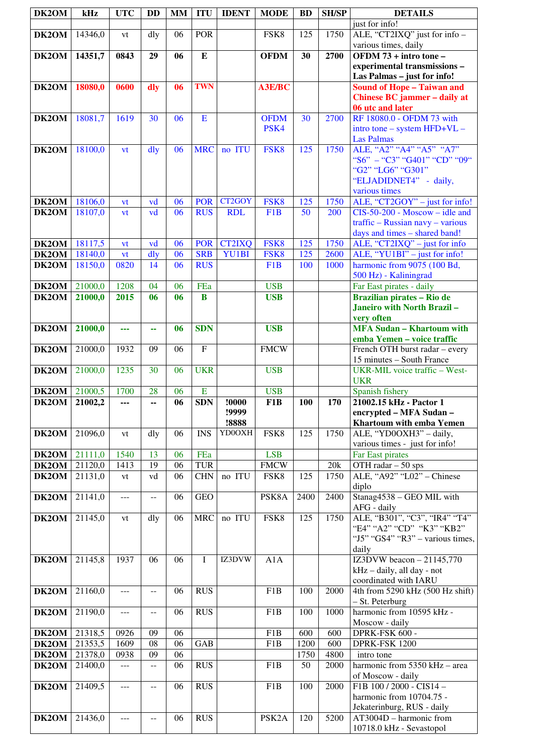| DK2OM | kHz | UTC | DD | MM | ITU | IDENT | MODE | BD | SH/SP | DETAILS |
|---|---|---|---|---|---|---|---|---|---|---|
| | | | | | | | | | | just for info! |
| DK2OM | 14346,0 | vt | dly | 06 | POR | | FSK8 | 125 | 1750 | ALE, "CT2IXQ" just for info – various times, daily |
| **DK2OM** | **14351,7** | **0843** | **29** | **06** | **E** | | **OFDM** | **30** | **2700** | **OFDM 73 + intro tone – experimental transmissions – Las Palmas – just for info!** |
| **DK2OM** | **18080,0** | **0600** | **dly** | **06** | TWN | | A3E/BC | | | **Sound of Hope – Taiwan and Chinese BC jammer – daily at 06 utc and later** |
| DK2OM | 18081,7 | 1619 | 30 | 06 | E | | OFDM PSK4 | 30 | 2700 | RF 18080.0 - OFDM 73 with intro tone – system HFD+VL – Las Palmas |
| DK2OM | 18100,0 | vt | dly | 06 | MRC | no ITU | FSK8 | 125 | 1750 | ALE, "A2" "A4" "A5" "A7" "S6" – "C3" "G401" "CD" "09" "G2" "LG6" "G301" "ELJADIDNET4" - daily, various times |
| DK2OM | 18106,0 | vt | vd | 06 | POR | CT2GOY | FSK8 | 125 | 1750 | ALE, "CT2GOY" – just for info! |
| DK2OM | 18107,0 | vt | vd | 06 | RUS | RDL | F1B | 50 | 200 | CIS-50-200 - Moscow – idle and traffic – Russian navy – various days and times – shared band! |
| DK2OM | 18117,5 | vt | vd | 06 | POR | CT2IXQ | FSK8 | 125 | 1750 | ALE, "CT2IXQ" – just for info |
| DK2OM | 18140,0 | vt | dly | 06 | SRB | YU1BI | FSK8 | 125 | 2600 | ALE, "YU1BI" – just for info! |
| DK2OM | 18150,0 | 0820 | 14 | 06 | RUS | | F1B | 100 | 1000 | harmonic from 9075 (100 Bd, 500 Hz) - Kaliningrad |
| DK2OM | 21000,0 | 1208 | 04 | 06 | FEa | | USB | | | Far East pirates - daily |
| **DK2OM** | **21000,0** | **2015** | **06** | **06** | **B** | | **USB** | | | **Brazilian pirates – Rio de Janeiro with North Brazil – very often** |
| **DK2OM** | **21000,0** | **---** | **--** | **06** | **SDN** | | **USB** | | | **MFA Sudan – Khartoum with emba Yemen – voice traffic** |
| DK2OM | 21000,0 | 1932 | 09 | 06 | F | | FMCW | | | French OTH burst radar – every 15 minutes – South France |
| DK2OM | 21000,0 | 1235 | 30 | 06 | UKR | | USB | | | UKR-MIL voice traffic – West-UKR |
| DK2OM | 21000,5 | 1700 | 28 | 06 | E | | USB | | | Spanish fishery |
| **DK2OM** | **21002,2** | **---** | **--** | **06** | **SDN** | **!0000 !9999 !8888** | **F1B** | **100** | **170** | **21002.15 kHz - Pactor 1 encrypted – MFA Sudan – Khartoum with emba Yemen** |
| DK2OM | 21096,0 | vt | dly | 06 | INS | YD0OXH | FSK8 | 125 | 1750 | ALE, "YD0OXH3" – daily, various times - just for info! |
| DK2OM | 21111,0 | 1540 | 13 | 06 | FEa | | LSB | | | Far East pirates |
| DK2OM | 21120,0 | 1413 | 19 | 06 | TUR | | FMCW | | 20k | OTH radar – 50 sps |
| DK2OM | 21131,0 | vt | vd | 06 | CHN | no ITU | FSK8 | 125 | 1750 | ALE, "A92" "L02" – Chinese diplo |
| DK2OM | 21141,0 | --- | -- | 06 | GEO | | PSK8A | 2400 | 2400 | Stanag4538 – GEO MIL with AFG - daily |
| DK2OM | 21145,0 | vt | dly | 06 | MRC | no ITU | FSK8 | 125 | 1750 | ALE, "B301", "C3", "IR4" "T4" "E4" "A2" "CD" "K3" "KB2" "J5" "GS4" "R3" – various times, daily |
| DK2OM | 21145,8 | 1937 | 06 | 06 | I | IZ3DVW | A1A | | | IZ3DVW beacon – 21145,770 kHz – daily, all day - not coordinated with IARU |
| DK2OM | 21160,0 | --- | -- | 06 | RUS | | F1B | 100 | 2000 | 4th from 5290 kHz (500 Hz shift) – St. Peterburg |
| DK2OM | 21190,0 | --- | -- | 06 | RUS | | F1B | 100 | 1000 | harmonic from 10595 kHz - Moscow - daily |
| DK2OM | 21318,5 | 0926 | 09 | 06 | | | F1B | 600 | 600 | DPRK-FSK 600 - |
| DK2OM | 21353,5 | 1609 | 08 | 06 | GAB | | F1B | 1200 | 600 | DPRK-FSK 1200 |
| DK2OM | 21378,0 | 0938 | 09 | 06 | | | | 1750 | 4800 | intro tone |
| DK2OM | 21400,0 | --- | -- | 06 | RUS | | F1B | 50 | 2000 | harmonic from 5350 kHz – area of Moscow - daily |
| DK2OM | 21409,5 | --- | -- | 06 | RUS | | F1B | 100 | 2000 | F1B 100 / 2000 - CIS14 – harmonic from 10704.75 - Jekaterinburg, RUS - daily |
| DK2OM | 21436,0 | --- | -- | 06 | RUS | | PSK2A | 120 | 5200 | AT3004D – harmonic from 10718.0 kHz - Sevastopol |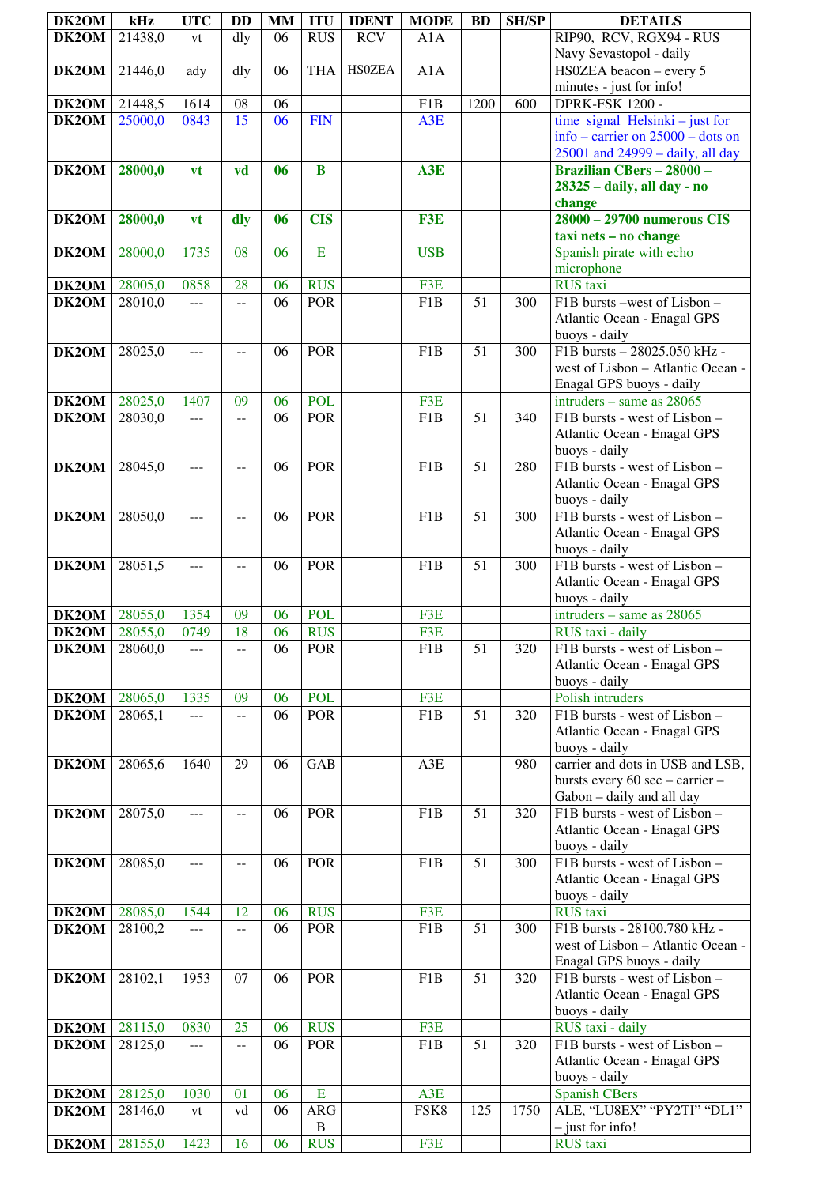| DK2OM | kHz | UTC | DD | MM | ITU | IDENT | MODE | BD | SH/SP | DETAILS |
|---|---|---|---|---|---|---|---|---|---|---|
| DK2OM | 21438,0 | vt | dly | 06 | RUS | RCV | A1A | | | RIP90, RCV, RGX94 - RUS Navy Sevastopol - daily |
| DK2OM | 21446,0 | ady | dly | 06 | THA | HS0ZEA | A1A | | | HS0ZEA beacon – every 5 minutes - just for info! |
| DK2OM | 21448,5 | 1614 | 08 | 06 | | | F1B | 1200 | 600 | DPRK-FSK 1200 - |
| DK2OM | 25000,0 | 0843 | 15 | 06 | FIN | | A3E | | | time signal Helsinki – just for info – carrier on 25000 – dots on 25001 and 24999 – daily, all day |
| **DK2OM** | **28000,0** | **vt** | **vd** | **06** | **B** | | **A3E** | | | **Brazilian CBers – 28000 – 28325 – daily, all day - no change** |
| **DK2OM** | **28000,0** | **vt** | **dly** | **06** | **CIS** | | **F3E** | | | **28000 – 29700 numerous CIS taxi nets – no change** |
| DK2OM | 28000,0 | 1735 | 08 | 06 | E | | USB | | | Spanish pirate with echo microphone |
| DK2OM | 28005,0 | 0858 | 28 | 06 | RUS | | F3E | | | RUS taxi |
| DK2OM | 28010,0 | --- | -- | 06 | POR | | F1B | 51 | 300 | F1B bursts –west of Lisbon – Atlantic Ocean - Enagal GPS buoys - daily |
| DK2OM | 28025,0 | --- | -- | 06 | POR | | F1B | 51 | 300 | F1B bursts – 28025.050 kHz - west of Lisbon – Atlantic Ocean - Enagal GPS buoys - daily |
| DK2OM | 28025,0 | 1407 | 09 | 06 | POL | | F3E | | | intruders – same as 28065 |
| DK2OM | 28030,0 | --- | -- | 06 | POR | | F1B | 51 | 340 | F1B bursts - west of Lisbon – Atlantic Ocean - Enagal GPS buoys - daily |
| DK2OM | 28045,0 | --- | -- | 06 | POR | | F1B | 51 | 280 | F1B bursts - west of Lisbon – Atlantic Ocean - Enagal GPS buoys - daily |
| DK2OM | 28050,0 | --- | -- | 06 | POR | | F1B | 51 | 300 | F1B bursts - west of Lisbon – Atlantic Ocean - Enagal GPS buoys - daily |
| DK2OM | 28051,5 | --- | -- | 06 | POR | | F1B | 51 | 300 | F1B bursts - west of Lisbon – Atlantic Ocean - Enagal GPS buoys - daily |
| DK2OM | 28055,0 | 1354 | 09 | 06 | POL | | F3E | | | intruders – same as 28065 |
| DK2OM | 28055,0 | 0749 | 18 | 06 | RUS | | F3E | | | RUS taxi - daily |
| DK2OM | 28060,0 | --- | -- | 06 | POR | | F1B | 51 | 320 | F1B bursts - west of Lisbon – Atlantic Ocean - Enagal GPS buoys - daily |
| DK2OM | 28065,0 | 1335 | 09 | 06 | POL | | F3E | | | Polish intruders |
| DK2OM | 28065,1 | --- | -- | 06 | POR | | F1B | 51 | 320 | F1B bursts - west of Lisbon – Atlantic Ocean - Enagal GPS buoys - daily |
| DK2OM | 28065,6 | 1640 | 29 | 06 | GAB | | A3E | | 980 | carrier and dots in USB and LSB, bursts every 60 sec – carrier – Gabon – daily and all day |
| DK2OM | 28075,0 | --- | -- | 06 | POR | | F1B | 51 | 320 | F1B bursts - west of Lisbon – Atlantic Ocean - Enagal GPS buoys - daily |
| DK2OM | 28085,0 | --- | -- | 06 | POR | | F1B | 51 | 300 | F1B bursts - west of Lisbon – Atlantic Ocean - Enagal GPS buoys - daily |
| DK2OM | 28085,0 | 1544 | 12 | 06 | RUS | | F3E | | | RUS taxi |
| DK2OM | 28100,2 | --- | -- | 06 | POR | | F1B | 51 | 300 | F1B bursts - 28100.780 kHz - west of Lisbon – Atlantic Ocean - Enagal GPS buoys - daily |
| DK2OM | 28102,1 | 1953 | 07 | 06 | POR | | F1B | 51 | 320 | F1B bursts - west of Lisbon – Atlantic Ocean - Enagal GPS buoys - daily |
| DK2OM | 28115,0 | 0830 | 25 | 06 | RUS | | F3E | | | RUS taxi - daily |
| DK2OM | 28125,0 | --- | -- | 06 | POR | | F1B | 51 | 320 | F1B bursts - west of Lisbon – Atlantic Ocean - Enagal GPS buoys - daily |
| DK2OM | 28125,0 | 1030 | 01 | 06 | E | | A3E | | | Spanish CBers |
| DK2OM | 28146,0 | vt | vd | 06 | ARG B | | FSK8 | 125 | 1750 | ALE, "LU8EX" "PY2TI" "DL1" – just for info! |
| DK2OM | 28155,0 | 1423 | 16 | 06 | RUS | | F3E | | | RUS taxi |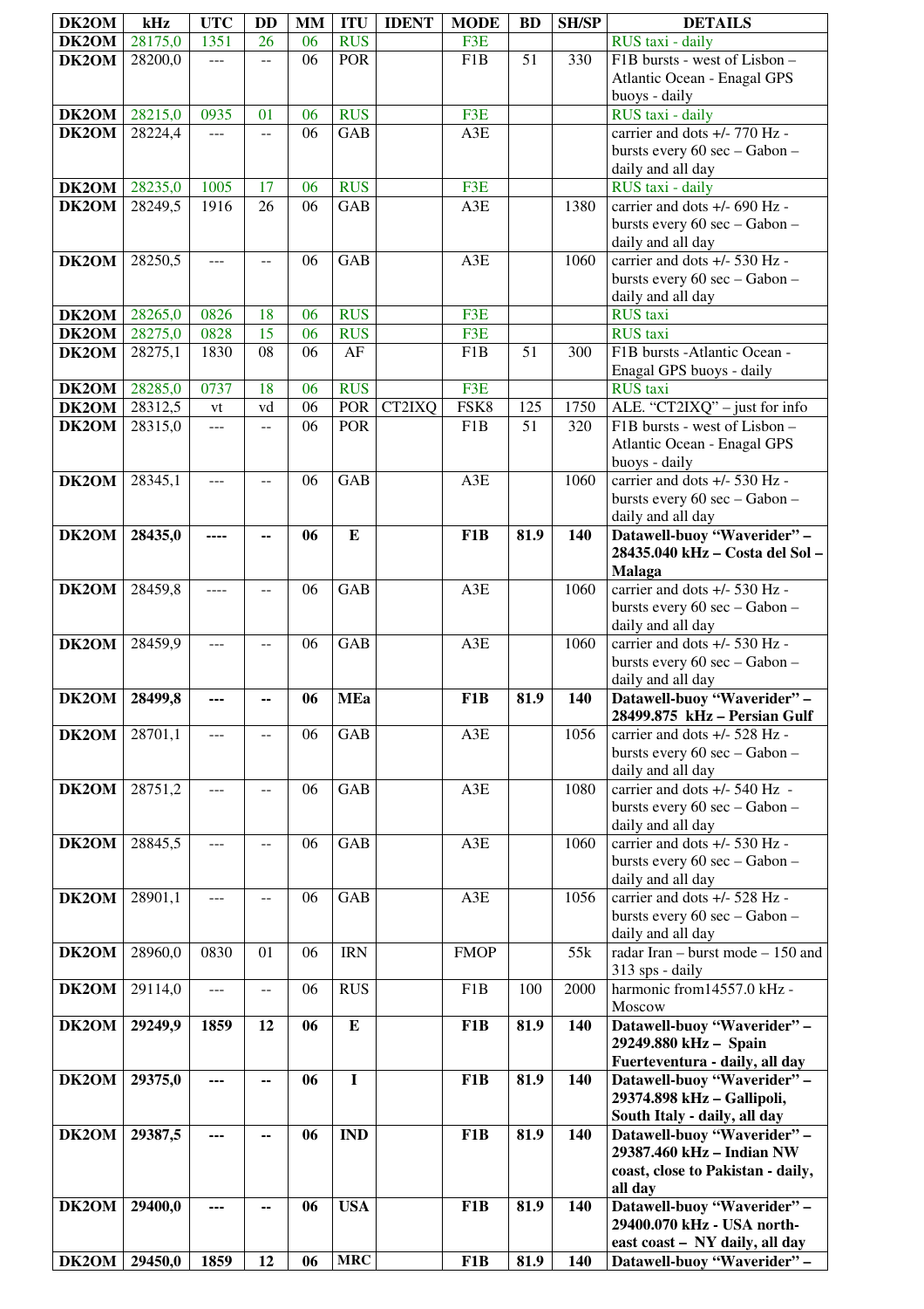| DK2OM | kHz | UTC | DD | MM | ITU | IDENT | MODE | BD | SH/SP | DETAILS |
|---|---|---|---|---|---|---|---|---|---|---|
| DK2OM | 28175,0 | 1351 | 26 | 06 | RUS | | F3E | | | RUS taxi - daily |
| DK2OM | 28200,0 | --- | -- | 06 | POR | | F1B | 51 | 330 | F1B bursts - west of Lisbon – Atlantic Ocean - Enagal GPS buoys - daily |
| DK2OM | 28215,0 | 0935 | 01 | 06 | RUS | | F3E | | | RUS taxi - daily |
| DK2OM | 28224,4 | --- | -- | 06 | GAB | | A3E | | | carrier and dots +/- 770 Hz - bursts every 60 sec – Gabon – daily and all day |
| DK2OM | 28235,0 | 1005 | 17 | 06 | RUS | | F3E | | | RUS taxi - daily |
| DK2OM | 28249,5 | 1916 | 26 | 06 | GAB | | A3E | | 1380 | carrier and dots +/- 690 Hz - bursts every 60 sec – Gabon – daily and all day |
| DK2OM | 28250,5 | --- | -- | 06 | GAB | | A3E | | 1060 | carrier and dots +/- 530 Hz - bursts every 60 sec – Gabon – daily and all day |
| DK2OM | 28265,0 | 0826 | 18 | 06 | RUS | | F3E | | | RUS taxi |
| DK2OM | 28275,0 | 0828 | 15 | 06 | RUS | | F3E | | | RUS taxi |
| DK2OM | 28275,1 | 1830 | 08 | 06 | AF | | F1B | 51 | 300 | F1B bursts -Atlantic Ocean - Enagal GPS buoys - daily |
| DK2OM | 28285,0 | 0737 | 18 | 06 | RUS | | F3E | | | RUS taxi |
| DK2OM | 28312,5 | vt | vd | 06 | POR | CT2IXQ | FSK8 | 125 | 1750 | ALE. "CT2IXQ" – just for info |
| DK2OM | 28315,0 | --- | -- | 06 | POR | | F1B | 51 | 320 | F1B bursts - west of Lisbon – Atlantic Ocean - Enagal GPS buoys - daily |
| DK2OM | 28345,1 | --- | -- | 06 | GAB | | A3E | | 1060 | carrier and dots +/- 530 Hz - bursts every 60 sec – Gabon – daily and all day |
| **DK2OM** | **28435,0** | **----** | **--** | **06** | **E** | | **F1B** | **81.9** | **140** | **Datawell-buoy "Waverider" – 28435.040 kHz – Costa del Sol – Malaga** |
| DK2OM | 28459,8 | ---- | -- | 06 | GAB | | A3E | | 1060 | carrier and dots +/- 530 Hz - bursts every 60 sec – Gabon – daily and all day |
| DK2OM | 28459,9 | --- | -- | 06 | GAB | | A3E | | 1060 | carrier and dots +/- 530 Hz - bursts every 60 sec – Gabon – daily and all day |
| **DK2OM** | **28499,8** | **---** | **--** | **06** | **MEa** | | **F1B** | **81.9** | **140** | **Datawell-buoy "Waverider" – 28499.875 kHz – Persian Gulf** |
| DK2OM | 28701,1 | --- | -- | 06 | GAB | | A3E | | 1056 | carrier and dots +/- 528 Hz - bursts every 60 sec – Gabon – daily and all day |
| DK2OM | 28751,2 | --- | -- | 06 | GAB | | A3E | | 1080 | carrier and dots +/- 540 Hz - bursts every 60 sec – Gabon – daily and all day |
| DK2OM | 28845,5 | --- | -- | 06 | GAB | | A3E | | 1060 | carrier and dots +/- 530 Hz - bursts every 60 sec – Gabon – daily and all day |
| DK2OM | 28901,1 | --- | -- | 06 | GAB | | A3E | | 1056 | carrier and dots +/- 528 Hz - bursts every 60 sec – Gabon – daily and all day |
| DK2OM | 28960,0 | 0830 | 01 | 06 | IRN | | FMOP | | 55k | radar Iran – burst mode – 150 and 313 sps - daily |
| DK2OM | 29114,0 | --- | -- | 06 | RUS | | F1B | 100 | 2000 | harmonic from14557.0 kHz - Moscow |
| **DK2OM** | **29249,9** | **1859** | **12** | **06** | **E** | | **F1B** | **81.9** | **140** | **Datawell-buoy "Waverider" – 29249.880 kHz – Spain Fuerteventura - daily, all day** |
| **DK2OM** | **29375,0** | **---** | **--** | **06** | **I** | | **F1B** | **81.9** | **140** | **Datawell-buoy "Waverider" – 29374.898 kHz – Gallipoli, South Italy - daily, all day** |
| **DK2OM** | **29387,5** | **---** | **--** | **06** | **IND** | | **F1B** | **81.9** | **140** | **Datawell-buoy "Waverider" – 29387.460 kHz – Indian NW coast, close to Pakistan - daily, all day** |
| **DK2OM** | **29400,0** | **---** | **--** | **06** | **USA** | | **F1B** | **81.9** | **140** | **Datawell-buoy "Waverider" – 29400.070 kHz - USA north-east coast – NY daily, all day** |
| **DK2OM** | **29450,0** | **1859** | **12** | **06** | **MRC** | | **F1B** | **81.9** | **140** | **Datawell-buoy "Waverider" –** |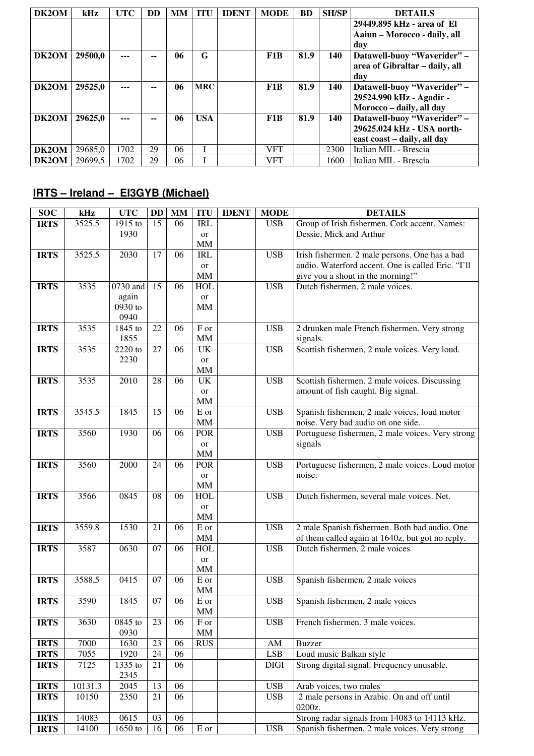| DK2OM | kHz | UTC | DD | MM | ITU | IDENT | MODE | BD | SH/SP | DETAILS |
|---|---|---|---|---|---|---|---|---|---|---|
| | | | | | | | | | | **29449.895 kHz - area of El Aaiun – Morocco - daily, all day** |
| **DK2OM** | **29500,0** | **---** | **--** | **06** | **G** | | **F1B** | **81.9** | **140** | **Datawell-buoy "Waverider" – area of Gibraltar – daily, all day** |
| **DK2OM** | **29525,0** | **---** | **--** | **06** | **MRC** | | **F1B** | **81.9** | **140** | **Datawell-buoy "Waverider" – 29524.990 kHz - Agadir - Morocco – daily, all day** |
| **DK2OM** | **29625,0** | **---** | **--** | **06** | **USA** | | **F1B** | **81.9** | **140** | **Datawell-buoy "Waverider" – 29625.024 kHz - USA north-east coast – daily, all day** |
| **DK2OM** | 29685,0 | 1702 | 29 | 06 | I | | VFT | | 2300 | Italian MIL - Brescia |
| **DK2OM** | 29699,5 | 1702 | 29 | 06 | I | | VFT | | 1600 | Italian MIL - Brescia |

## IRTS – Ireland – EI3GYB (Michael)

| SOC | kHz | UTC | DD | MM | ITU | IDENT | MODE | DETAILS |
|---|---|---|---|---|---|---|---|---|
| **IRTS** | 3525.5 | 1915 to 1930 | 15 | 06 | IRL or MM | | USB | Group of Irish fishermen. Cork accent. Names: Dessie, Mick and Arthur |
| **IRTS** | 3525.5 | 2030 | 17 | 06 | IRL or MM | | USB | Irish fishermen. 2 male persons. One has a bad audio. Waterford accent. One is called Eric. "I'll give you a shout in the morning!" |
| **IRTS** | 3535 | 0730 and again 0930 to 0940 | 15 | 06 | HOL or MM | | USB | Dutch fishermen, 2 male voices. |
| **IRTS** | 3535 | 1845 to 1855 | 22 | 06 | F or MM | | USB | 2 drunken male French fishermen. Very strong signals. |
| **IRTS** | 3535 | 2220 to 2230 | 27 | 06 | UK or MM | | USB | Scottish fishermen, 2 male voices. Very loud. |
| **IRTS** | 3535 | 2010 | 28 | 06 | UK or MM | | USB | Scottish fishermen. 2 male voices. Discussing amount of fish caught. Big signal. |
| **IRTS** | 3545.5 | 1845 | 15 | 06 | E or MM | | USB | Spanish fishermen, 2 male voices, loud motor noise. Very bad audio on one side. |
| **IRTS** | 3560 | 1930 | 06 | 06 | POR or MM | | USB | Portuguese fishermen, 2 male voices. Very strong signals |
| **IRTS** | 3560 | 2000 | 24 | 06 | POR or MM | | USB | Portuguese fishermen, 2 male voices. Loud motor noise. |
| **IRTS** | 3566 | 0845 | 08 | 06 | HOL or MM | | USB | Dutch fishermen, several male voices. Net. |
| **IRTS** | 3559.8 | 1530 | 21 | 06 | E or MM | | USB | 2 male Spanish fishermen. Both bad audio. One of them called again at 1640z, but got no reply. |
| **IRTS** | 3587 | 0630 | 07 | 06 | HOL or MM | | USB | Dutch fishermen, 2 male voices |
| **IRTS** | 3588,5 | 0415 | 07 | 06 | E or MM | | USB | Spanish fishermen, 2 male voices |
| **IRTS** | 3590 | 1845 | 07 | 06 | E or MM | | USB | Spanish fishermen, 2 male voices |
| **IRTS** | 3630 | 0845 to 0930 | 23 | 06 | F or MM | | USB | French fishermen. 3 male voices. |
| **IRTS** | 7000 | 1630 | 23 | 06 | RUS | | AM | Buzzer |
| **IRTS** | 7055 | 1920 | 24 | 06 | | | LSB | Loud music Balkan style |
| **IRTS** | 7125 | 1335 to 2345 | 21 | 06 | | | DIGI | Strong digital signal. Frequency unusable. |
| **IRTS** | 10131.3 | 2045 | 13 | 06 | | | USB | Arab voices, two males |
| **IRTS** | 10150 | 2350 | 21 | 06 | | | USB | 2 male persons in Arabic. On and off until 0200z. |
| **IRTS** | 14083 | 0615 | 03 | 06 | | | | Strong radar signals from 14083 to 14113 kHz. |
| **IRTS** | 14100 | 1650 to | 16 | 06 | E or | | USB | Spanish fishermen, 2 male voices. Very strong |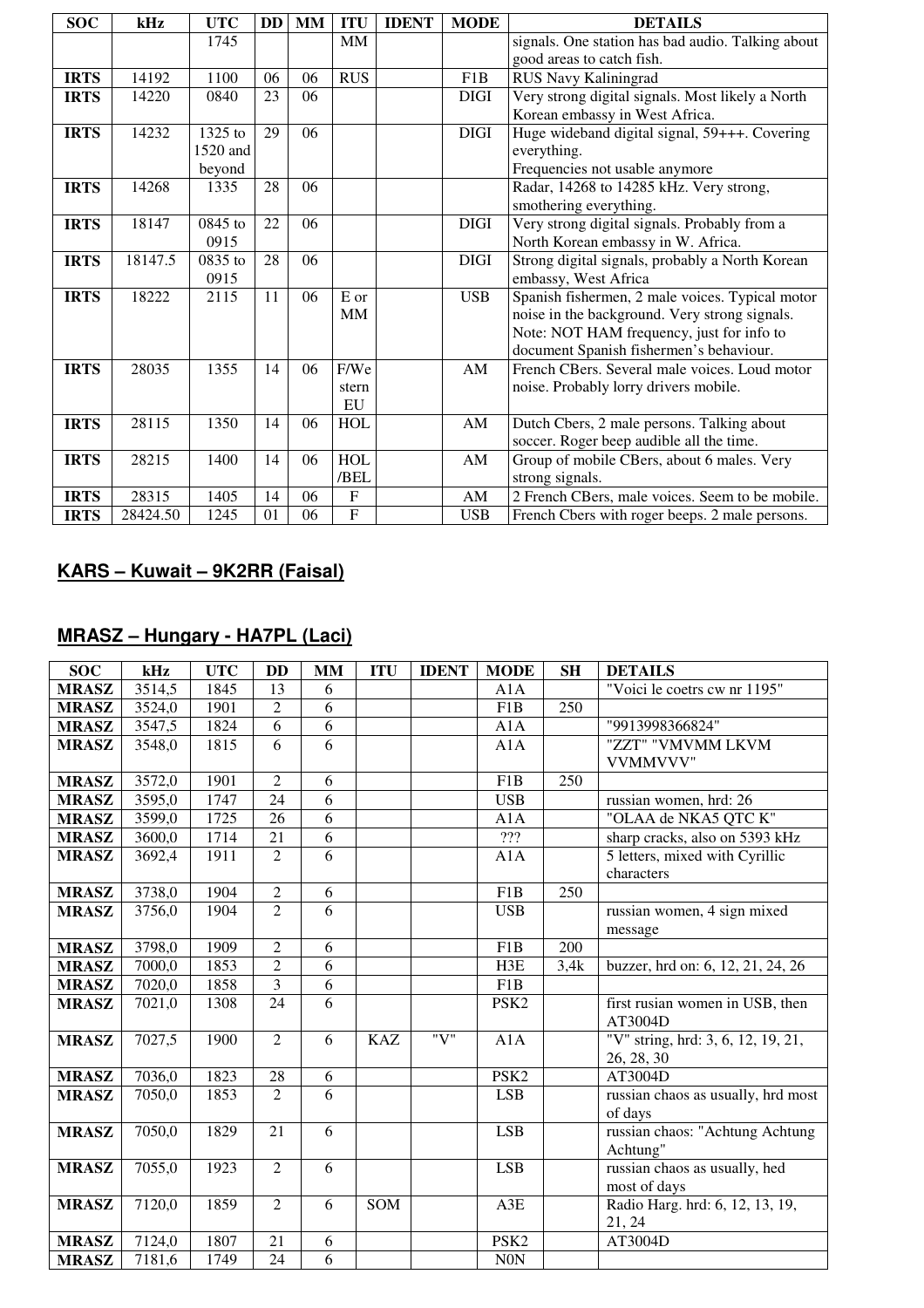| SOC | kHz | UTC | DD | MM | ITU | IDENT | MODE | DETAILS |
|---|---|---|---|---|---|---|---|---|
| | | 1745 | | | MM | | | signals. One station has bad audio. Talking about good areas to catch fish. |
| **IRTS** | 14192 | 1100 | 06 | 06 | RUS | | F1B | RUS Navy Kaliningrad |
| **IRTS** | 14220 | 0840 | 23 | 06 | | | DIGI | Very strong digital signals. Most likely a North Korean embassy in West Africa. |
| **IRTS** | 14232 | 1325 to 1520 and beyond | 29 | 06 | | | DIGI | Huge wideband digital signal, 59+++. Covering everything.<br>Frequencies not usable anymore |
| **IRTS** | 14268 | 1335 | 28 | 06 | | | | Radar, 14268 to 14285 kHz. Very strong, smothering everything. |
| **IRTS** | 18147 | 0845 to 0915 | 22 | 06 | | | DIGI | Very strong digital signals. Probably from a North Korean embassy in W. Africa. |
| **IRTS** | 18147.5 | 0835 to 0915 | 28 | 06 | | | DIGI | Strong digital signals, probably a North Korean embassy, West Africa |
| **IRTS** | 18222 | 2115 | 11 | 06 | E or MM | | USB | Spanish fishermen, 2 male voices. Typical motor noise in the background. Very strong signals. Note: NOT HAM frequency, just for info to document Spanish fishermen’s behaviour. |
| **IRTS** | 28035 | 1355 | 14 | 06 | F/Western EU | | AM | French CBers. Several male voices. Loud motor noise. Probably lorry drivers mobile. |
| **IRTS** | 28115 | 1350 | 14 | 06 | HOL | | AM | Dutch Cbers, 2 male persons. Talking about soccer. Roger beep audible all the time. |
| **IRTS** | 28215 | 1400 | 14 | 06 | HOL /BEL | | AM | Group of mobile CBers, about 6 males. Very strong signals. |
| **IRTS** | 28315 | 1405 | 14 | 06 | F | | AM | 2 French CBers, male voices. Seem to be mobile. |
| **IRTS** | 28424.50 | 1245 | 01 | 06 | F | | USB | French Cbers with roger beeps. 2 male persons. |

## KARS – Kuwait – 9K2RR (Faisal)

## MRASZ – Hungary - HA7PL (Laci)

| SOC | kHz | UTC | DD | MM | ITU | IDENT | MODE | SH | DETAILS |
|---|---|---|---|---|---|---|---|---|---|
| **MRASZ** | 3514,5 | 1845 | 13 | 6 | | | A1A | | "Voici le coetrs cw nr 1195" |
| **MRASZ** | 3524,0 | 1901 | 2 | 6 | | | F1B | 250 | |
| **MRASZ** | 3547,5 | 1824 | 6 | 6 | | | A1A | | "9913998366824" |
| **MRASZ** | 3548,0 | 1815 | 6 | 6 | | | A1A | | "ZZT" "VMVMM LKVM VVMMVVV" |
| **MRASZ** | 3572,0 | 1901 | 2 | 6 | | | F1B | 250 | |
| **MRASZ** | 3595,0 | 1747 | 24 | 6 | | | USB | | russian women, hrd: 26 |
| **MRASZ** | 3599,0 | 1725 | 26 | 6 | | | A1A | | "OLAA de NKA5 QTC K" |
| **MRASZ** | 3600,0 | 1714 | 21 | 6 | | | ??? | | sharp cracks, also on 5393 kHz |
| **MRASZ** | 3692,4 | 1911 | 2 | 6 | | | A1A | | 5 letters, mixed with Cyrillic characters |
| **MRASZ** | 3738,0 | 1904 | 2 | 6 | | | F1B | 250 | |
| **MRASZ** | 3756,0 | 1904 | 2 | 6 | | | USB | | russian women, 4 sign mixed message |
| **MRASZ** | 3798,0 | 1909 | 2 | 6 | | | F1B | 200 | |
| **MRASZ** | 7000,0 | 1853 | 2 | 6 | | | H3E | 3,4k | buzzer, hrd on: 6, 12, 21, 24, 26 |
| **MRASZ** | 7020,0 | 1858 | 3 | 6 | | | F1B | | |
| **MRASZ** | 7021,0 | 1308 | 24 | 6 | | | PSK2 | | first rusian women in USB, then AT3004D |
| **MRASZ** | 7027,5 | 1900 | 2 | 6 | KAZ | "V" | A1A | | "V" string, hrd: 3, 6, 12, 19, 21, 26, 28, 30 |
| **MRASZ** | 7036,0 | 1823 | 28 | 6 | | | PSK2 | | AT3004D |
| **MRASZ** | 7050,0 | 1853 | 2 | 6 | | | LSB | | russian chaos as usually, hrd most of days |
| **MRASZ** | 7050,0 | 1829 | 21 | 6 | | | LSB | | russian chaos: "Achtung Achtung Achtung" |
| **MRASZ** | 7055,0 | 1923 | 2 | 6 | | | LSB | | russian chaos as usually, hed most of days |
| **MRASZ** | 7120,0 | 1859 | 2 | 6 | SOM | | A3E | | Radio Harg. hrd: 6, 12, 13, 19, 21, 24 |
| **MRASZ** | 7124,0 | 1807 | 21 | 6 | | | PSK2 | | AT3004D |
| **MRASZ** | 7181,6 | 1749 | 24 | 6 | | | N0N | | |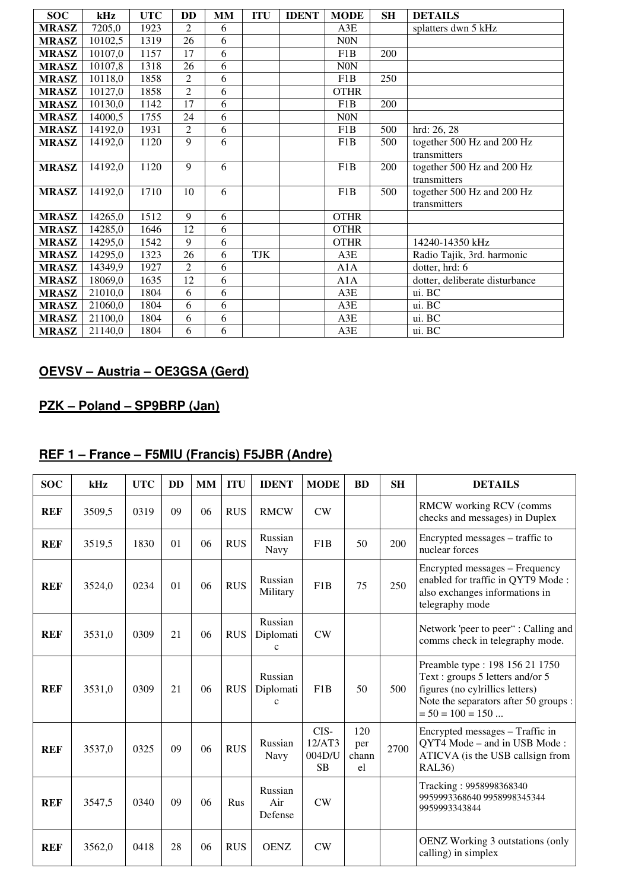| SOC | kHz | UTC | DD | MM | ITU | IDENT | MODE | SH | DETAILS |
|---|---|---|---|---|---|---|---|---|---|
| MRASZ | 7205,0 | 1923 | 2 | 6 | | | A3E | | splatters dwn 5 kHz |
| MRASZ | 10102,5 | 1319 | 26 | 6 | | | N0N | | |
| MRASZ | 10107,0 | 1157 | 17 | 6 | | | F1B | 200 | |
| MRASZ | 10107,8 | 1318 | 26 | 6 | | | N0N | | |
| MRASZ | 10118,0 | 1858 | 2 | 6 | | | F1B | 250 | |
| MRASZ | 10127,0 | 1858 | 2 | 6 | | | OTHR | | |
| MRASZ | 10130,0 | 1142 | 17 | 6 | | | F1B | 200 | |
| MRASZ | 14000,5 | 1755 | 24 | 6 | | | N0N | | |
| MRASZ | 14192,0 | 1931 | 2 | 6 | | | F1B | 500 | hrd: 26, 28 |
| MRASZ | 14192,0 | 1120 | 9 | 6 | | | F1B | 500 | together 500 Hz and 200 Hz transmitters |
| MRASZ | 14192,0 | 1120 | 9 | 6 | | | F1B | 200 | together 500 Hz and 200 Hz transmitters |
| MRASZ | 14192,0 | 1710 | 10 | 6 | | | F1B | 500 | together 500 Hz and 200 Hz transmitters |
| MRASZ | 14265,0 | 1512 | 9 | 6 | | | OTHR | | |
| MRASZ | 14285,0 | 1646 | 12 | 6 | | | OTHR | | |
| MRASZ | 14295,0 | 1542 | 9 | 6 | | | OTHR | | 14240-14350 kHz |
| MRASZ | 14295,0 | 1323 | 26 | 6 | TJK | | A3E | | Radio Tajik, 3rd. harmonic |
| MRASZ | 14349,9 | 1927 | 2 | 6 | | | A1A | | dotter, hrd: 6 |
| MRASZ | 18069,0 | 1635 | 12 | 6 | | | A1A | | dotter, deliberate disturbance |
| MRASZ | 21010,0 | 1804 | 6 | 6 | | | A3E | | ui. BC |
| MRASZ | 21060,0 | 1804 | 6 | 6 | | | A3E | | ui. BC |
| MRASZ | 21100,0 | 1804 | 6 | 6 | | | A3E | | ui. BC |
| MRASZ | 21140,0 | 1804 | 6 | 6 | | | A3E | | ui. BC |

## OEVSV – Austria – OE3GSA (Gerd)

## PZK – Poland – SP9BRP (Jan)

## REF 1 – France – F5MIU (Francis) F5JBR (Andre)

| SOC | kHz | UTC | DD | MM | ITU | IDENT | MODE | BD | SH | DETAILS |
|---|---|---|---|---|---|---|---|---|---|---|
| REF | 3509,5 | 0319 | 09 | 06 | RUS | RMCW | CW | | | RMCW working RCV (comms checks and messages) in Duplex |
| REF | 3519,5 | 1830 | 01 | 06 | RUS | Russian Navy | F1B | 50 | 200 | Encrypted messages – traffic to nuclear forces |
| REF | 3524,0 | 0234 | 01 | 06 | RUS | Russian Military | F1B | 75 | 250 | Encrypted messages – Frequency enabled for traffic in QYT9 Mode : also exchanges informations in telegraphy mode |
| REF | 3531,0 | 0309 | 21 | 06 | RUS | Russian Diplomatic | CW | | | Network 'peer to peer" : Calling and comms check in telegraphy mode. |
| REF | 3531,0 | 0309 | 21 | 06 | RUS | Russian Diplomatic | F1B | 50 | 500 | Preamble type : 198 156 21 1750 Text : groups 5 letters and/or 5 figures (no cylrillics letters) Note the separators after 50 groups : = 50 = 100 = 150 ... |
| REF | 3537,0 | 0325 | 09 | 06 | RUS | Russian Navy | CIS-12/AT3004D/USB | 120 per channel | 2700 | Encrypted messages – Traffic in QYT4 Mode – and in USB Mode : ATICVA (is the USB callsign from RAL36) |
| REF | 3547,5 | 0340 | 09 | 06 | Rus | Russian Air Defense | CW | | | Tracking : 9958998368340 9959993368640 9958998345344 9959993343844 |
| REF | 3562,0 | 0418 | 28 | 06 | RUS | OENZ | CW | | | OENZ Working 3 outstations (only calling) in simplex |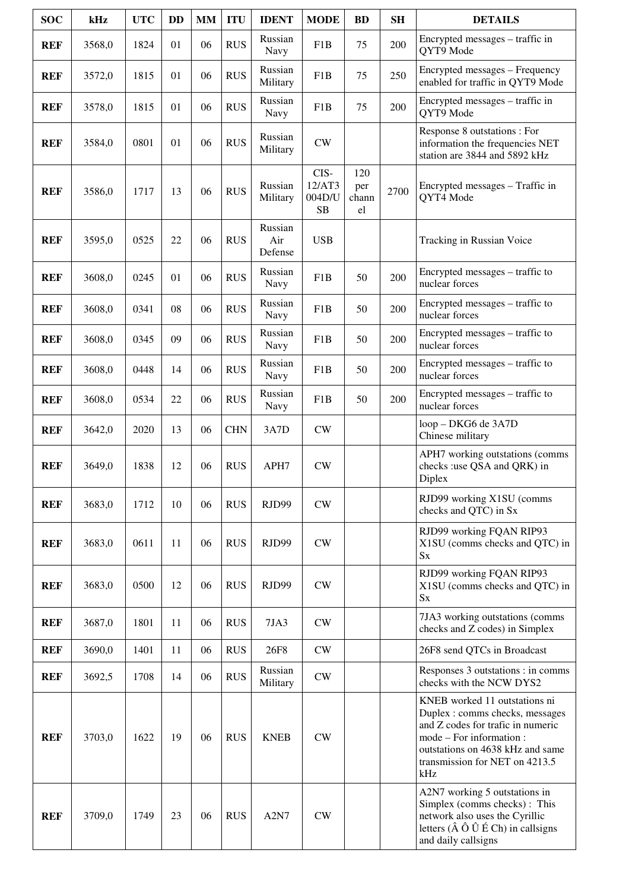| SOC | kHz | UTC | DD | MM | ITU | IDENT | MODE | BD | SH | DETAILS |
|---|---|---|---|---|---|---|---|---|---|---|
| **REF** | 3568,0 | 1824 | 01 | 06 | RUS | Russian Navy | F1B | 75 | 200 | Encrypted messages – traffic in QYT9 Mode |
| **REF** | 3572,0 | 1815 | 01 | 06 | RUS | Russian Military | F1B | 75 | 250 | Encrypted messages – Frequency enabled for traffic in QYT9 Mode |
| **REF** | 3578,0 | 1815 | 01 | 06 | RUS | Russian Navy | F1B | 75 | 200 | Encrypted messages – traffic in QYT9 Mode |
| **REF** | 3584,0 | 0801 | 01 | 06 | RUS | Russian Military | CW | | | Response 8 outstations : For information the frequencies NET station are 3844 and 5892 kHz |
| **REF** | 3586,0 | 1717 | 13 | 06 | RUS | Russian Military | CIS-12/AT3 004D/USB | 120 per channel | 2700 | Encrypted messages – Traffic in QYT4 Mode |
| **REF** | 3595,0 | 0525 | 22 | 06 | RUS | Russian Air Defense | USB | | | Tracking in Russian Voice |
| **REF** | 3608,0 | 0245 | 01 | 06 | RUS | Russian Navy | F1B | 50 | 200 | Encrypted messages – traffic to nuclear forces |
| **REF** | 3608,0 | 0341 | 08 | 06 | RUS | Russian Navy | F1B | 50 | 200 | Encrypted messages – traffic to nuclear forces |
| **REF** | 3608,0 | 0345 | 09 | 06 | RUS | Russian Navy | F1B | 50 | 200 | Encrypted messages – traffic to nuclear forces |
| **REF** | 3608,0 | 0448 | 14 | 06 | RUS | Russian Navy | F1B | 50 | 200 | Encrypted messages – traffic to nuclear forces |
| **REF** | 3608,0 | 0534 | 22 | 06 | RUS | Russian Navy | F1B | 50 | 200 | Encrypted messages – traffic to nuclear forces |
| **REF** | 3642,0 | 2020 | 13 | 06 | CHN | 3A7D | CW | | | loop – DKG6 de 3A7D Chinese military |
| **REF** | 3649,0 | 1838 | 12 | 06 | RUS | APH7 | CW | | | APH7 working outstations (comms checks :use QSA and QRK) in Diplex |
| **REF** | 3683,0 | 1712 | 10 | 06 | RUS | RJD99 | CW | | | RJD99 working X1SU (comms checks and QTC) in Sx |
| **REF** | 3683,0 | 0611 | 11 | 06 | RUS | RJD99 | CW | | | RJD99 working FQAN RIP93 X1SU (comms checks and QTC) in Sx |
| **REF** | 3683,0 | 0500 | 12 | 06 | RUS | RJD99 | CW | | | RJD99 working FQAN RIP93 X1SU (comms checks and QTC) in Sx |
| **REF** | 3687,0 | 1801 | 11 | 06 | RUS | 7JA3 | CW | | | 7JA3 working outstations (comms checks and Z codes) in Simplex |
| **REF** | 3690,0 | 1401 | 11 | 06 | RUS | 26F8 | CW | | | 26F8 send QTCs in Broadcast |
| **REF** | 3692,5 | 1708 | 14 | 06 | RUS | Russian Military | CW | | | Responses 3 outstations : in comms checks with the NCW DYS2 |
| **REF** | 3703,0 | 1622 | 19 | 06 | RUS | KNEB | CW | | | KNEB worked 11 outstations ni Duplex : comms checks, messages and Z codes for trafic in numeric mode – For information : outstations on 4638 kHz and same transmission for NET on 4213.5 kHz |
| **REF** | 3709,0 | 1749 | 23 | 06 | RUS | A2N7 | CW | | | A2N7 working 5 outstations in Simplex (comms checks) : This network also uses the Cyrillic letters (Â Ô Û É Ch) in callsigns and daily callsigns |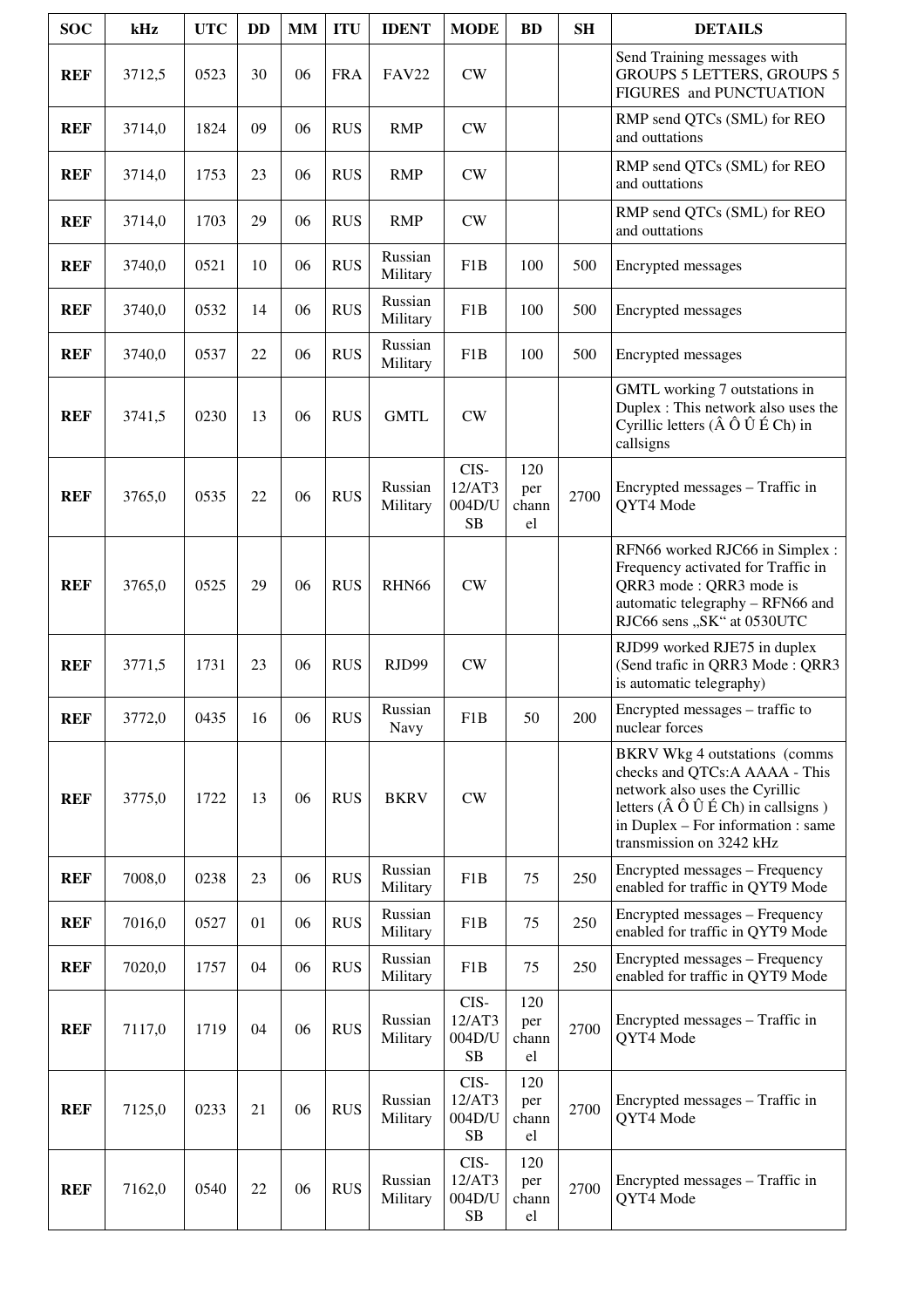| SOC | kHz | UTC | DD | MM | ITU | IDENT | MODE | BD | SH | DETAILS |
|---|---|---|---|---|---|---|---|---|---|---|
| **REF** | 3712,5 | 0523 | 30 | 06 | FRA | FAV22 | CW | | | Send Training messages with GROUPS 5 LETTERS, GROUPS 5 FIGURES and PUNCTUATION |
| **REF** | 3714,0 | 1824 | 09 | 06 | RUS | RMP | CW | | | RMP send QTCs (SML) for REO and outtations |
| **REF** | 3714,0 | 1753 | 23 | 06 | RUS | RMP | CW | | | RMP send QTCs (SML) for REO and outtations |
| **REF** | 3714,0 | 1703 | 29 | 06 | RUS | RMP | CW | | | RMP send QTCs (SML) for REO and outtations |
| **REF** | 3740,0 | 0521 | 10 | 06 | RUS | Russian Military | F1B | 100 | 500 | Encrypted messages |
| **REF** | 3740,0 | 0532 | 14 | 06 | RUS | Russian Military | F1B | 100 | 500 | Encrypted messages |
| **REF** | 3740,0 | 0537 | 22 | 06 | RUS | Russian Military | F1B | 100 | 500 | Encrypted messages |
| **REF** | 3741,5 | 0230 | 13 | 06 | RUS | GMTL | CW | | | GMTL working 7 outstations in Duplex : This network also uses the Cyrillic letters (Â Ô Û É Ch) in callsigns |
| **REF** | 3765,0 | 0535 | 22 | 06 | RUS | Russian Military | CIS-12/AT3 004D/USB | 120 per channel | 2700 | Encrypted messages – Traffic in QYT4 Mode |
| **REF** | 3765,0 | 0525 | 29 | 06 | RUS | RHN66 | CW | | | RFN66 worked RJC66 in Simplex : Frequency activated for Traffic in QRR3 mode : QRR3 mode is automatic telegraphy – RFN66 and RJC66 sens „SK" at 0530UTC |
| **REF** | 3771,5 | 1731 | 23 | 06 | RUS | RJD99 | CW | | | RJD99 worked RJE75 in duplex (Send trafic in QRR3 Mode : QRR3 is automatic telegraphy) |
| **REF** | 3772,0 | 0435 | 16 | 06 | RUS | Russian Navy | F1B | 50 | 200 | Encrypted messages – traffic to nuclear forces |
| **REF** | 3775,0 | 1722 | 13 | 06 | RUS | BKRV | CW | | | BKRV Wkg 4 outstations (comms checks and QTCs:A AAAA - This network also uses the Cyrillic letters (Â Ô Û É Ch) in callsigns ) in Duplex – For information : same transmission on 3242 kHz |
| **REF** | 7008,0 | 0238 | 23 | 06 | RUS | Russian Military | F1B | 75 | 250 | Encrypted messages – Frequency enabled for traffic in QYT9 Mode |
| **REF** | 7016,0 | 0527 | 01 | 06 | RUS | Russian Military | F1B | 75 | 250 | Encrypted messages – Frequency enabled for traffic in QYT9 Mode |
| **REF** | 7020,0 | 1757 | 04 | 06 | RUS | Russian Military | F1B | 75 | 250 | Encrypted messages – Frequency enabled for traffic in QYT9 Mode |
| **REF** | 7117,0 | 1719 | 04 | 06 | RUS | Russian Military | CIS-12/AT3 004D/USB | 120 per channel | 2700 | Encrypted messages – Traffic in QYT4 Mode |
| **REF** | 7125,0 | 0233 | 21 | 06 | RUS | Russian Military | CIS-12/AT3 004D/USB | 120 per channel | 2700 | Encrypted messages – Traffic in QYT4 Mode |
| **REF** | 7162,0 | 0540 | 22 | 06 | RUS | Russian Military | CIS-12/AT3 004D/USB | 120 per channel | 2700 | Encrypted messages – Traffic in QYT4 Mode |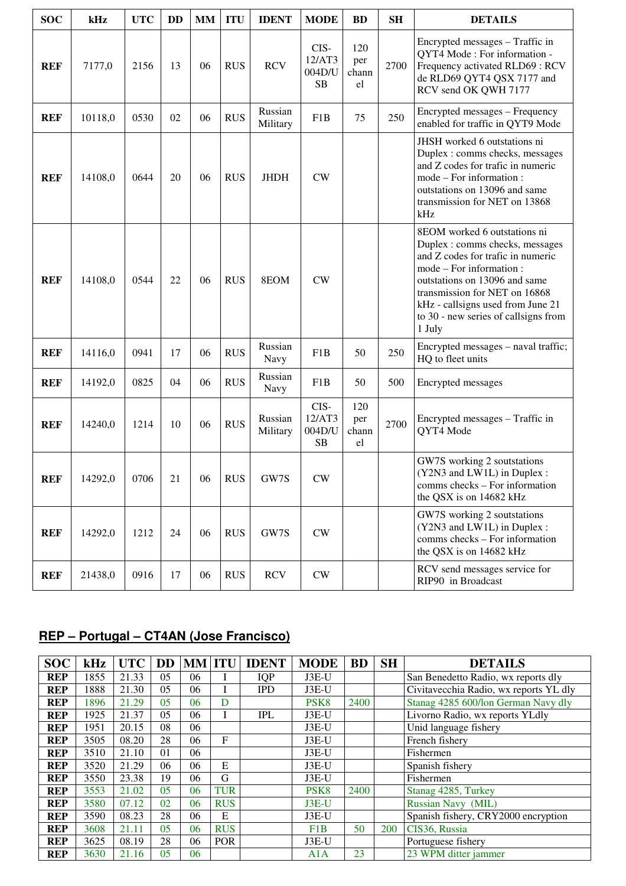| SOC | kHz | UTC | DD | MM | ITU | IDENT | MODE | BD | SH | DETAILS |
|---|---|---|---|---|---|---|---|---|---|---|
| **REF** | 7177,0 | 2156 | 13 | 06 | RUS | RCV | CIS-12/AT3 004D/USB | 120 per channel | 2700 | Encrypted messages – Traffic in QYT4 Mode : For information - Frequency activated RLD69 : RCV de RLD69 QYT4 QSX 7177 and RCV send OK QWH 7177 |
| **REF** | 10118,0 | 0530 | 02 | 06 | RUS | Russian Military | F1B | 75 | 250 | Encrypted messages – Frequency enabled for traffic in QYT9 Mode |
| **REF** | 14108,0 | 0644 | 20 | 06 | RUS | JHDH | CW | | | JHSH worked 6 outstations ni Duplex : comms checks, messages and Z codes for trafic in numeric mode – For information : outstations on 13096 and same transmission for NET on 13868 kHz |
| **REF** | 14108,0 | 0544 | 22 | 06 | RUS | 8EOM | CW | | | 8EOM worked 6 outstations ni Duplex : comms checks, messages and Z codes for trafic in numeric mode – For information : outstations on 13096 and same transmission for NET on 16868 kHz - callsigns used from June 21 to 30 - new series of callsigns from 1 July |
| **REF** | 14116,0 | 0941 | 17 | 06 | RUS | Russian Navy | F1B | 50 | 250 | Encrypted messages – naval traffic; HQ to fleet units |
| **REF** | 14192,0 | 0825 | 04 | 06 | RUS | Russian Navy | F1B | 50 | 500 | Encrypted messages |
| **REF** | 14240,0 | 1214 | 10 | 06 | RUS | Russian Military | CIS-12/AT3 004D/USB | 120 per channel | 2700 | Encrypted messages – Traffic in QYT4 Mode |
| **REF** | 14292,0 | 0706 | 21 | 06 | RUS | GW7S | CW | | | GW7S working 2 soutstations (Y2N3 and LW1L) in Duplex : comms checks – For information the QSX is on 14682 kHz |
| **REF** | 14292,0 | 1212 | 24 | 06 | RUS | GW7S | CW | | | GW7S working 2 soutstations (Y2N3 and LW1L) in Duplex : comms checks – For information the QSX is on 14682 kHz |
| **REF** | 21438,0 | 0916 | 17 | 06 | RUS | RCV | CW | | | RCV send messages service for RIP90 in Broadcast |

## REP – Portugal – CT4AN (Jose Francisco)

| SOC | kHz | UTC | DD | MM | ITU | IDENT | MODE | BD | SH | DETAILS |
|---|---|---|---|---|---|---|---|---|---|---|
| **REP** | 1855 | 21.33 | 05 | 06 | I | IQP | J3E-U | | | San Benedetto Radio, wx reports dly |
| **REP** | 1888 | 21.30 | 05 | 06 | I | IPD | J3E-U | | | Civitavecchia Radio, wx reports YL dly |
| **REP** | 1896 | 21.29 | 05 | 06 | D | | PSK8 | 2400 | | Stanag 4285 600/lon German Navy dly |
| **REP** | 1925 | 21.37 | 05 | 06 | I | IPL | J3E-U | | | Livorno Radio, wx reports YLdly |
| **REP** | 1951 | 20.15 | 08 | 06 | | | J3E-U | | | Unid language fishery |
| **REP** | 3505 | 08.20 | 28 | 06 | F | | J3E-U | | | French fishery |
| **REP** | 3510 | 21.10 | 01 | 06 | | | J3E-U | | | Fishermen |
| **REP** | 3520 | 21.29 | 06 | 06 | E | | J3E-U | | | Spanish fishery |
| **REP** | 3550 | 23.38 | 19 | 06 | G | | J3E-U | | | Fishermen |
| **REP** | 3553 | 21.02 | 05 | 06 | TUR | | PSK8 | 2400 | | Stanag 4285, Turkey |
| **REP** | 3580 | 07.12 | 02 | 06 | RUS | | J3E-U | | | Russian Navy (MIL) |
| **REP** | 3590 | 08.23 | 28 | 06 | E | | J3E-U | | | Spanish fishery, CRY2000 encryption |
| **REP** | 3608 | 21.11 | 05 | 06 | RUS | | F1B | 50 | 200 | CIS36, Russia |
| **REP** | 3625 | 08.19 | 28 | 06 | POR | | J3E-U | | | Portuguese fishery |
| **REP** | 3630 | 21.16 | 05 | 06 | | | A1A | 23 | | 23 WPM ditter jammer |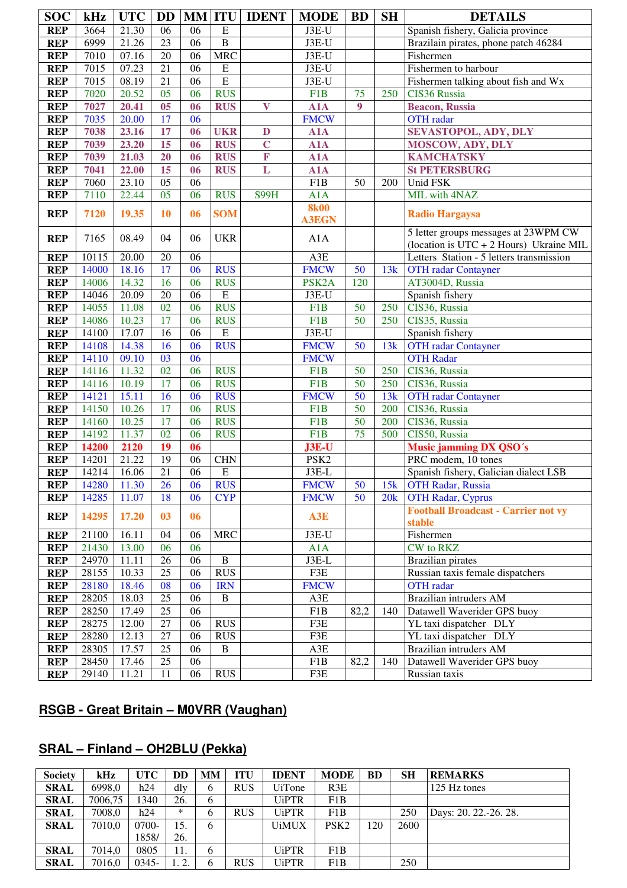| SOC | kHz | UTC | DD | MM | ITU | IDENT | MODE | BD | SH | DETAILS |
|---|---|---|---|---|---|---|---|---|---|---|
| REP | 3664 | 21.30 | 06 | 06 | E | | J3E-U | | | Spanish fishery, Galicia province |
| REP | 6999 | 21.26 | 23 | 06 | B | | J3E-U | | | Brazilain pirates, phone patch 46284 |
| REP | 7010 | 07.16 | 20 | 06 | MRC | | J3E-U | | | Fishermen |
| REP | 7015 | 07.23 | 21 | 06 | E | | J3E-U | | | Fishermen to harbour |
| REP | 7015 | 08.19 | 21 | 06 | E | | J3E-U | | | Fishermen talking about fish and Wx |
| REP | 7020 | 20.52 | 05 | 06 | RUS | | F1B | 75 | 250 | CIS36 Russia |
| REP | **7027** | **20.41** | **05** | **06** | **RUS** | **V** | **A1A** | **9** | | **Beacon, Russia** |
| REP | 7035 | 20.00 | 17 | 06 | | | FMCW | | | OTH radar |
| REP | **7038** | **23.16** | **17** | **06** | **UKR** | **D** | **A1A** | | | **SEVASTOPOL, ADY, DLY** |
| REP | **7039** | **23.20** | **15** | **06** | **RUS** | **C** | **A1A** | | | **MOSCOW, ADY, DLY** |
| REP | **7039** | **21.03** | **20** | **06** | **RUS** | **F** | **A1A** | | | **KAMCHATSKY** |
| REP | **7041** | **22.00** | **15** | **06** | **RUS** | **L** | **A1A** | | | **St PETERSBURG** |
| REP | 7060 | 23.10 | 05 | 06 | | | F1B | 50 | 200 | Unid FSK |
| REP | 7110 | 22.44 | 05 | 06 | RUS | S99H | A1A | | | MIL with 4NAZ |
| REP | **7120** | **19.35** | **10** | **06** | **SOM** | | **8k00 A3EGN** | | | **Radio Hargaysa** |
| REP | 7165 | 08.49 | 04 | 06 | UKR | | A1A | | | 5 letter groups messages at 23WPM CW (location is UTC + 2 Hours) Ukraine MIL |
| REP | 10115 | 20.00 | 20 | 06 | | | A3E | | | Letters Station - 5 letters transmission |
| REP | 14000 | 18.16 | 17 | 06 | RUS | | FMCW | 50 | 13k | OTH radar Contayner |
| REP | 14006 | 14.32 | 16 | 06 | RUS | | PSK2A | 120 | | AT3004D, Russia |
| REP | 14046 | 20.09 | 20 | 06 | E | | J3E-U | | | Spanish fishery |
| REP | 14055 | 11.08 | 02 | 06 | RUS | | F1B | 50 | 250 | CIS36, Russia |
| REP | 14086 | 10.23 | 17 | 06 | RUS | | F1B | 50 | 250 | CIS35, Russia |
| REP | 14100 | 17.07 | 16 | 06 | E | | J3E-U | | | Spanish fishery |
| REP | 14108 | 14.38 | 16 | 06 | RUS | | FMCW | 50 | 13k | OTH radar Contayner |
| REP | 14110 | 09.10 | 03 | 06 | | | FMCW | | | OTH Radar |
| REP | 14116 | 11.32 | 02 | 06 | RUS | | F1B | 50 | 250 | CIS36, Russia |
| REP | 14116 | 10.19 | 17 | 06 | RUS | | F1B | 50 | 250 | CIS36, Russia |
| REP | 14121 | 15.11 | 16 | 06 | RUS | | FMCW | 50 | 13k | OTH radar Contayner |
| REP | 14150 | 10.26 | 17 | 06 | RUS | | F1B | 50 | 200 | CIS36, Russia |
| REP | 14160 | 10.25 | 17 | 06 | RUS | | F1B | 50 | 200 | CIS36, Russia |
| REP | 14192 | 11.37 | 02 | 06 | RUS | | F1B | 75 | 500 | CIS50, Russia |
| REP | **14200** | **2120** | **19** | **06** | | | **J3E-U** | | | **Music jamming DX QSO´s** |
| REP | 14201 | 21.22 | 19 | 06 | CHN | | PSK2 | | | PRC modem, 10 tones |
| REP | 14214 | 16.06 | 21 | 06 | E | | J3E-L | | | Spanish fishery, Galician dialect LSB |
| REP | 14280 | 11.30 | 26 | 06 | RUS | | FMCW | 50 | 15k | OTH Radar, Russia |
| REP | 14285 | 11.07 | 18 | 06 | CYP | | FMCW | 50 | 20k | OTH Radar, Cyprus |
| REP | **14295** | **17.20** | **03** | **06** | | | **A3E** | | | **Football Broadcast - Carrier not vy stable** |
| REP | 21100 | 16.11 | 04 | 06 | MRC | | J3E-U | | | Fishermen |
| REP | 21430 | 13.00 | 06 | 06 | | | A1A | | | CW to RKZ |
| REP | 24970 | 11.11 | 26 | 06 | B | | J3E-L | | | Brazilian pirates |
| REP | 28155 | 10.33 | 25 | 06 | RUS | | F3E | | | Russian taxis female dispatchers |
| REP | 28180 | 18.46 | 08 | 06 | IRN | | FMCW | | | OTH radar |
| REP | 28205 | 18.03 | 25 | 06 | B | | A3E | | | Brazilian intruders AM |
| REP | 28250 | 17.49 | 25 | 06 | | | F1B | 82,2 | 140 | Datawell Waverider GPS buoy |
| REP | 28275 | 12.00 | 27 | 06 | RUS | | F3E | | | YL taxi dispatcher DLY |
| REP | 28280 | 12.13 | 27 | 06 | RUS | | F3E | | | YL taxi dispatcher DLY |
| REP | 28305 | 17.57 | 25 | 06 | B | | A3E | | | Brazilian intruders AM |
| REP | 28450 | 17.46 | 25 | 06 | | | F1B | 82,2 | 140 | Datawell Waverider GPS buoy |
| REP | 29140 | 11.21 | 11 | 06 | RUS | | F3E | | | Russian taxis |

## RSGB - Great Britain – M0VRR (Vaughan)

## SRAL – Finland – OH2BLU (Pekka)

| Society | kHz | UTC | DD | MM | ITU | IDENT | MODE | BD | SH | REMARKS |
|---|---|---|---|---|---|---|---|---|---|---|
| SRAL | 6998,0 | h24 | dly | 6 | RUS | UiTone | R3E | | | 125 Hz tones |
| SRAL | 7006,75 | 1340 | 26. | 6 | | UiPTR | F1B | | | |
| SRAL | 7008,0 | h24 | * | 6 | RUS | UiPTR | F1B | | 250 | Days: 20. 22.-26. 28. |
| SRAL | 7010,0 | 0700-1858/ | 15. 26. | 6 | | UiMUX | PSK2 | 120 | 2600 | |
| SRAL | 7014,0 | 0805 | 11. | 6 | | UiPTR | F1B | | | |
| SRAL | 7016,0 | 0345- | 1. 2. | 6 | RUS | UiPTR | F1B | | 250 | |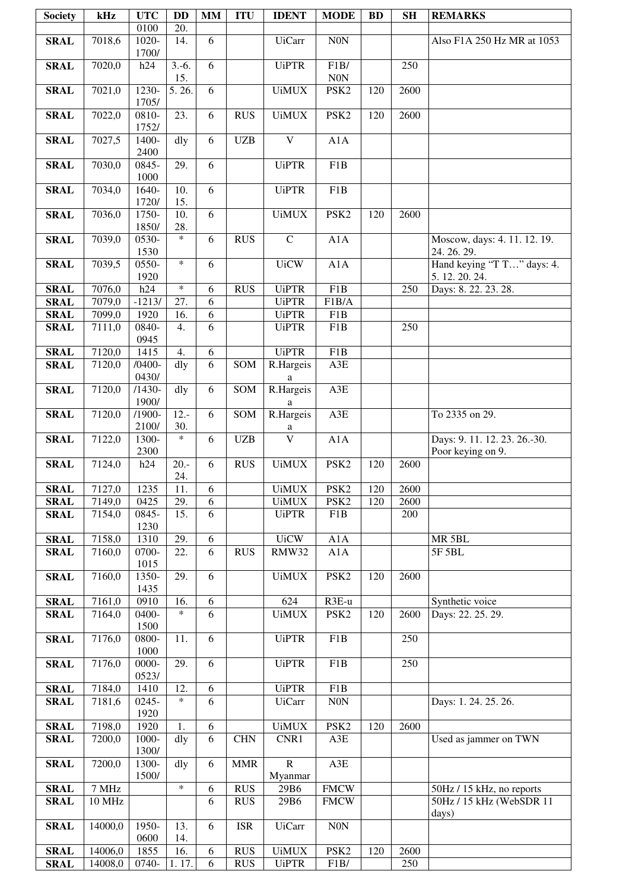| Society | kHz | UTC | DD | MM | ITU | IDENT | MODE | BD | SH | REMARKS |
|---|---|---|---|---|---|---|---|---|---|---|
| | | 0100 | 20. | | | | | | | |
| **SRAL** | 7018,6 | 1020-1700/ | 14. | 6 | | UiCarr | N0N | | | Also F1A 250 Hz MR at 1053 |
| **SRAL** | 7020,0 | h24 | 3.-6. 15. | 6 | | UiPTR | F1B/ N0N | | 250 | |
| **SRAL** | 7021,0 | 1230-1705/ | 5. 26. | 6 | | UiMUX | PSK2 | 120 | 2600 | |
| **SRAL** | 7022,0 | 0810-1752/ | 23. | 6 | RUS | UiMUX | PSK2 | 120 | 2600 | |
| **SRAL** | 7027,5 | 1400-2400 | dly | 6 | UZB | V | A1A | | | |
| **SRAL** | 7030,0 | 0845-1000 | 29. | 6 | | UiPTR | F1B | | | |
| **SRAL** | 7034,0 | 1640-1720/ | 10. 15. | 6 | | UiPTR | F1B | | | |
| **SRAL** | 7036,0 | 1750-1850/ | 10. 28. | 6 | | UiMUX | PSK2 | 120 | 2600 | |
| **SRAL** | 7039,0 | 0530-1530 | * | 6 | RUS | C | A1A | | | Moscow, days: 4. 11. 12. 19. 24. 26. 29. |
| **SRAL** | 7039,5 | 0550-1920 | * | 6 | | UiCW | A1A | | | Hand keying “T T…” days: 4. 5. 12. 20. 24. |
| **SRAL** | 7076,0 | h24 | * | 6 | RUS | UiPTR | F1B | | 250 | Days: 8. 22. 23. 28. |
| **SRAL** | 7079,0 | -1213/ | 27. | 6 | | UiPTR | F1B/A | | | |
| **SRAL** | 7099,0 | 1920 | 16. | 6 | | UiPTR | F1B | | | |
| **SRAL** | 7111,0 | 0840-0945 | 4. | 6 | | UiPTR | F1B | | 250 | |
| **SRAL** | 7120,0 | 1415 | 4. | 6 | | UiPTR | F1B | | | |
| **SRAL** | 7120,0 | /0400-0430/ | dly | 6 | SOM | R.Hargeisa | A3E | | | |
| **SRAL** | 7120,0 | /1430-1900/ | dly | 6 | SOM | R.Hargeisa | A3E | | | |
| **SRAL** | 7120,0 | /1900-2100/ | 12.-30. | 6 | SOM | R.Hargeisa | A3E | | | To 2335 on 29. |
| **SRAL** | 7122,0 | 1300-2300 | * | 6 | UZB | V | A1A | | | Days: 9. 11. 12. 23. 26.-30. Poor keying on 9. |
| **SRAL** | 7124,0 | h24 | 20.-24. | 6 | RUS | UiMUX | PSK2 | 120 | 2600 | |
| **SRAL** | 7127,0 | 1235 | 11. | 6 | | UiMUX | PSK2 | 120 | 2600 | |
| **SRAL** | 7149,0 | 0425 | 29. | 6 | | UiMUX | PSK2 | 120 | 2600 | |
| **SRAL** | 7154,0 | 0845-1230 | 15. | 6 | | UiPTR | F1B | | 200 | |
| **SRAL** | 7158,0 | 1310 | 29. | 6 | | UiCW | A1A | | | MR 5BL |
| **SRAL** | 7160,0 | 0700-1015 | 22. | 6 | RUS | RMW32 | A1A | | | 5F 5BL |
| **SRAL** | 7160,0 | 1350-1435 | 29. | 6 | | UiMUX | PSK2 | 120 | 2600 | |
| **SRAL** | 7161,0 | 0910 | 16. | 6 | | 624 | R3E-u | | | Synthetic voice |
| **SRAL** | 7164,0 | 0400-1500 | * | 6 | | UiMUX | PSK2 | 120 | 2600 | Days: 22. 25. 29. |
| **SRAL** | 7176,0 | 0800-1000 | 11. | 6 | | UiPTR | F1B | | 250 | |
| **SRAL** | 7176,0 | 0000-0523/ | 29. | 6 | | UiPTR | F1B | | 250 | |
| **SRAL** | 7184,0 | 1410 | 12. | 6 | | UiPTR | F1B | | | |
| **SRAL** | 7181,6 | 0245-1920 | * | 6 | | UiCarr | N0N | | | Days: 1. 24. 25. 26. |
| **SRAL** | 7198,0 | 1920 | 1. | 6 | | UiMUX | PSK2 | 120 | 2600 | |
| **SRAL** | 7200,0 | 1000-1300/ | dly | 6 | CHN | CNR1 | A3E | | | Used as jammer on TWN |
| **SRAL** | 7200,0 | 1300-1500/ | dly | 6 | MMR | R Myanmar | A3E | | | |
| **SRAL** | 7 MHz | | * | 6 | RUS | 29B6 | FMCW | | | 50Hz / 15 kHz, no reports |
| **SRAL** | 10 MHz | | | 6 | RUS | 29B6 | FMCW | | | 50Hz / 15 kHz (WebSDR 11 days) |
| **SRAL** | 14000,0 | 1950-0600 | 13. 14. | 6 | ISR | UiCarr | N0N | | | |
| **SRAL** | 14006,0 | 1855 | 16. | 6 | RUS | UiMUX | PSK2 | 120 | 2600 | |
| **SRAL** | 14008,0 | 0740- | 1. 17. | 6 | RUS | UiPTR | F1B/ | | 250 | |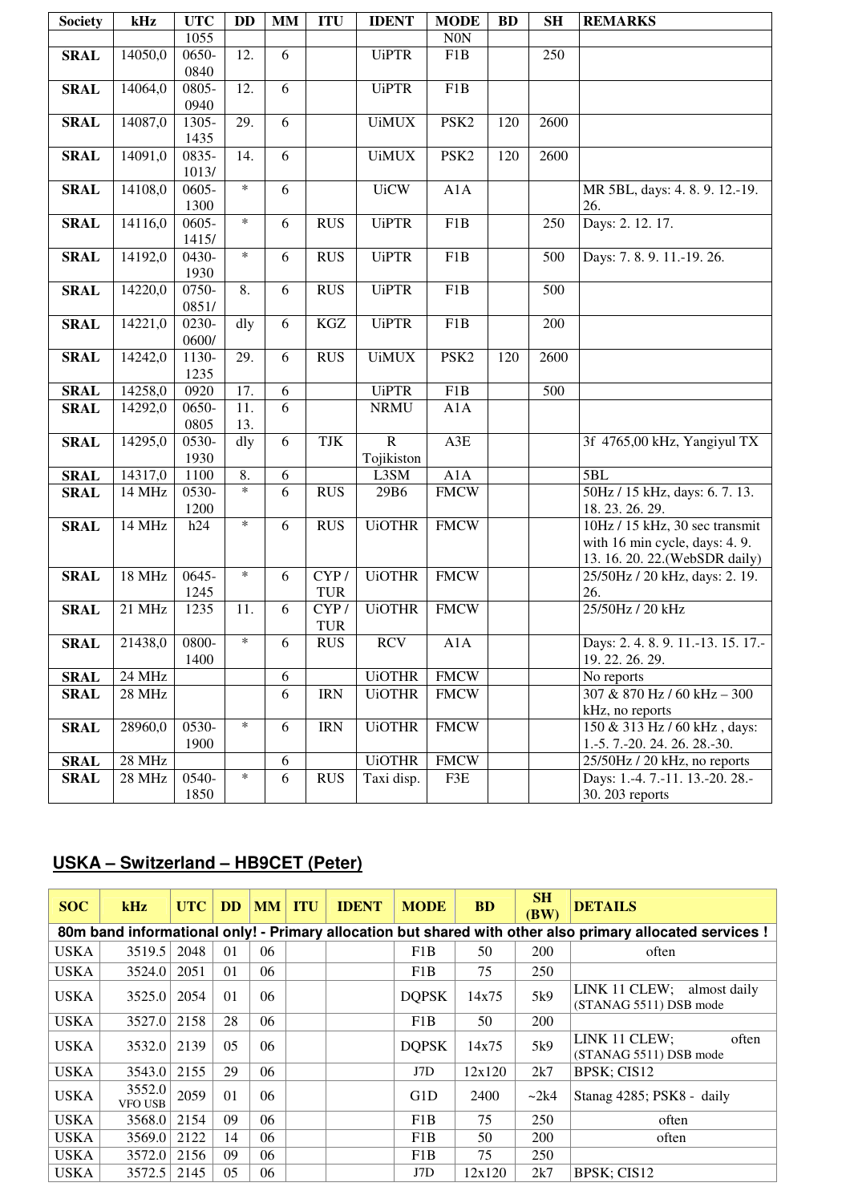| Society | kHz | UTC | DD | MM | ITU | IDENT | MODE | BD | SH | REMARKS |
|---|---|---|---|---|---|---|---|---|---|---|
| | | 1055 | | | | | N0N | | | |
| **SRAL** | 14050,0 | 0650-0840 | 12. | 6 | | UiPTR | F1B | | 250 | |
| **SRAL** | 14064,0 | 0805-0940 | 12. | 6 | | UiPTR | F1B | | | |
| **SRAL** | 14087,0 | 1305-1435 | 29. | 6 | | UiMUX | PSK2 | 120 | 2600 | |
| **SRAL** | 14091,0 | 0835-1013/ | 14. | 6 | | UiMUX | PSK2 | 120 | 2600 | |
| **SRAL** | 14108,0 | 0605-1300 | * | 6 | | UiCW | A1A | | | MR 5BL, days: 4. 8. 9. 12.-19. 26. |
| **SRAL** | 14116,0 | 0605-1415/ | * | 6 | RUS | UiPTR | F1B | | 250 | Days: 2. 12. 17. |
| **SRAL** | 14192,0 | 0430-1930 | * | 6 | RUS | UiPTR | F1B | | 500 | Days: 7. 8. 9. 11.-19. 26. |
| **SRAL** | 14220,0 | 0750-0851/ | 8. | 6 | RUS | UiPTR | F1B | | 500 | |
| **SRAL** | 14221,0 | 0230-0600/ | dly | 6 | KGZ | UiPTR | F1B | | 200 | |
| **SRAL** | 14242,0 | 1130-1235 | 29. | 6 | RUS | UiMUX | PSK2 | 120 | 2600 | |
| **SRAL** | 14258,0 | 0920 | 17. | 6 | | UiPTR | F1B | | 500 | |
| **SRAL** | 14292,0 | 0650-0805 | 11. 13. | 6 | | NRMU | A1A | | | |
| **SRAL** | 14295,0 | 0530-1930 | dly | 6 | TJK | R Tojikiston | A3E | | | 3f 4765,00 kHz, Yangiyul TX |
| **SRAL** | 14317,0 | 1100 | 8. | 6 | | L3SM | A1A | | | 5BL |
| **SRAL** | 14 MHz | 0530-1200 | * | 6 | RUS | 29B6 | FMCW | | | 50Hz / 15 kHz, days: 6. 7. 13. 18. 23. 26. 29. |
| **SRAL** | 14 MHz | h24 | * | 6 | RUS | UiOTHR | FMCW | | | 10Hz / 15 kHz, 30 sec transmit with 16 min cycle, days: 4. 9. 13. 16. 20. 22.(WebSDR daily) |
| **SRAL** | 18 MHz | 0645-1245 | * | 6 | CYP / TUR | UiOTHR | FMCW | | | 25/50Hz / 20 kHz, days: 2. 19. 26. |
| **SRAL** | 21 MHz | 1235 | 11. | 6 | CYP / TUR | UiOTHR | FMCW | | | 25/50Hz / 20 kHz |
| **SRAL** | 21438,0 | 0800-1400 | * | 6 | RUS | RCV | A1A | | | Days: 2. 4. 8. 9. 11.-13. 15. 17.-19. 22. 26. 29. |
| **SRAL** | 24 MHz | | | 6 | | UiOTHR | FMCW | | | No reports |
| **SRAL** | 28 MHz | | | 6 | IRN | UiOTHR | FMCW | | | 307 & 870 Hz / 60 kHz – 300 kHz, no reports |
| **SRAL** | 28960,0 | 0530-1900 | * | 6 | IRN | UiOTHR | FMCW | | | 150 & 313 Hz / 60 kHz , days: 1.-5. 7.-20. 24. 26. 28.-30. |
| **SRAL** | 28 MHz | | | 6 | | UiOTHR | FMCW | | | 25/50Hz / 20 kHz, no reports |
| **SRAL** | 28 MHz | 0540-1850 | * | 6 | RUS | Taxi disp. | F3E | | | Days: 1.-4. 7.-11. 13.-20. 28.-30. 203 reports |

## USKA – Switzerland – HB9CET (Peter)

| SOC | kHz | UTC | DD | MM | ITU | IDENT | MODE | BD | SH (BW) | DETAILS |
|---|---|---|---|---|---|---|---|---|---|---|
| **80m band informational only! - Primary allocation but shared with other also primary allocated services !** | | | | | | | | | | |
| USKA | 3519.5 | 2048 | 01 | 06 | | | F1B | 50 | 200 | often |
| USKA | 3524.0 | 2051 | 01 | 06 | | | F1B | 75 | 250 | |
| USKA | 3525.0 | 2054 | 01 | 06 | | | DQPSK | 14x75 | 5k9 | LINK 11 CLEW; almost daily (STANAG 5511) DSB mode |
| USKA | 3527.0 | 2158 | 28 | 06 | | | F1B | 50 | 200 | |
| USKA | 3532.0 | 2139 | 05 | 06 | | | DQPSK | 14x75 | 5k9 | LINK 11 CLEW; often (STANAG 5511) DSB mode |
| USKA | 3543.0 | 2155 | 29 | 06 | | | J7D | 12x120 | 2k7 | BPSK; CIS12 |
| USKA | 3552.0 VFO USB | 2059 | 01 | 06 | | | G1D | 2400 | ~2k4 | Stanag 4285; PSK8 - daily |
| USKA | 3568.0 | 2154 | 09 | 06 | | | F1B | 75 | 250 | often |
| USKA | 3569.0 | 2122 | 14 | 06 | | | F1B | 50 | 200 | often |
| USKA | 3572.0 | 2156 | 09 | 06 | | | F1B | 75 | 250 | |
| USKA | 3572.5 | 2145 | 05 | 06 | | | J7D | 12x120 | 2k7 | BPSK; CIS12 |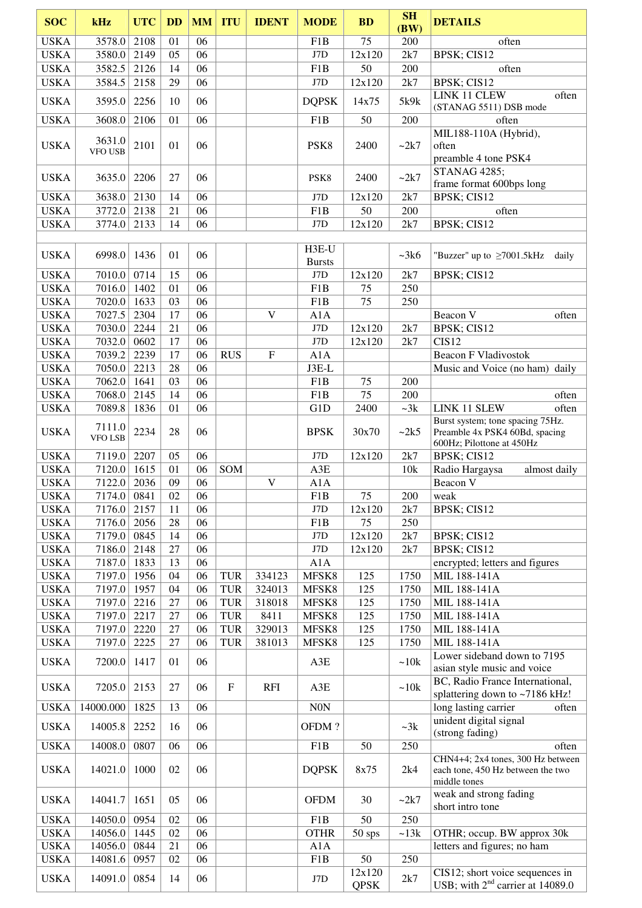| SOC | kHz | UTC | DD | MM | ITU | IDENT | MODE | BD | SH (BW) | DETAILS |
|---|---|---|---|---|---|---|---|---|---|---|
| USKA | 3578.0 | 2108 | 01 | 06 | | | F1B | 75 | 200 | often |
| USKA | 3580.0 | 2149 | 05 | 06 | | | J7D | 12x120 | 2k7 | BPSK; CIS12 |
| USKA | 3582.5 | 2126 | 14 | 06 | | | F1B | 50 | 200 | often |
| USKA | 3584.5 | 2158 | 29 | 06 | | | J7D | 12x120 | 2k7 | BPSK; CIS12 |
| USKA | 3595.0 | 2256 | 10 | 06 | | | DQPSK | 14x75 | 5k9k | LINK 11 CLEW often (STANAG 5511) DSB mode |
| USKA | 3608.0 | 2106 | 01 | 06 | | | F1B | 50 | 200 | often |
| USKA | 3631.0 VFO USB | 2101 | 01 | 06 | | | PSK8 | 2400 | ~2k7 | MIL188-110A (Hybrid), often preamble 4 tone PSK4 |
| USKA | 3635.0 | 2206 | 27 | 06 | | | PSK8 | 2400 | ~2k7 | STANAG 4285; frame format 600bps long |
| USKA | 3638.0 | 2130 | 14 | 06 | | | J7D | 12x120 | 2k7 | BPSK; CIS12 |
| USKA | 3772.0 | 2138 | 21 | 06 | | | F1B | 50 | 200 | often |
| USKA | 3774.0 | 2133 | 14 | 06 | | | J7D | 12x120 | 2k7 | BPSK; CIS12 |
| | | | | | | | | | | |
| USKA | 6998.0 | 1436 | 01 | 06 | | | H3E-U Bursts | | ~3k6 | "Buzzer" up to ≥7001.5kHz daily |
| USKA | 7010.0 | 0714 | 15 | 06 | | | J7D | 12x120 | 2k7 | BPSK; CIS12 |
| USKA | 7016.0 | 1402 | 01 | 06 | | | F1B | 75 | 250 | |
| USKA | 7020.0 | 1633 | 03 | 06 | | | F1B | 75 | 250 | |
| USKA | 7027.5 | 2304 | 17 | 06 | | V | A1A | | | Beacon V often |
| USKA | 7030.0 | 2244 | 21 | 06 | | | J7D | 12x120 | 2k7 | BPSK; CIS12 |
| USKA | 7032.0 | 0602 | 17 | 06 | | | J7D | 12x120 | 2k7 | CIS12 |
| USKA | 7039.2 | 2239 | 17 | 06 | RUS | F | A1A | | | Beacon F Vladivostok |
| USKA | 7050.0 | 2213 | 28 | 06 | | | J3E-L | | | Music and Voice (no ham) daily |
| USKA | 7062.0 | 1641 | 03 | 06 | | | F1B | 75 | 200 | |
| USKA | 7068.0 | 2145 | 14 | 06 | | | F1B | 75 | 200 | often |
| USKA | 7089.8 | 1836 | 01 | 06 | | | G1D | 2400 | ~3k | LINK 11 SLEW often |
| USKA | 7111.0 VFO LSB | 2234 | 28 | 06 | | | BPSK | 30x70 | ~2k5 | Burst system; tone spacing 75Hz. Preamble 4x PSK4 60Bd, spacing 600Hz; Pilottone at 450Hz |
| USKA | 7119.0 | 2207 | 05 | 06 | | | J7D | 12x120 | 2k7 | BPSK; CIS12 |
| USKA | 7120.0 | 1615 | 01 | 06 | SOM | | A3E | | 10k | Radio Hargaysa almost daily |
| USKA | 7122.0 | 2036 | 09 | 06 | | V | A1A | | | Beacon V |
| USKA | 7174.0 | 0841 | 02 | 06 | | | F1B | 75 | 200 | weak |
| USKA | 7176.0 | 2157 | 11 | 06 | | | J7D | 12x120 | 2k7 | BPSK; CIS12 |
| USKA | 7176.0 | 2056 | 28 | 06 | | | F1B | 75 | 250 | |
| USKA | 7179.0 | 0845 | 14 | 06 | | | J7D | 12x120 | 2k7 | BPSK; CIS12 |
| USKA | 7186.0 | 2148 | 27 | 06 | | | J7D | 12x120 | 2k7 | BPSK; CIS12 |
| USKA | 7187.0 | 1833 | 13 | 06 | | | A1A | | | encrypted; letters and figures |
| USKA | 7197.0 | 1956 | 04 | 06 | TUR | 334123 | MFSK8 | 125 | 1750 | MIL 188-141A |
| USKA | 7197.0 | 1957 | 04 | 06 | TUR | 324013 | MFSK8 | 125 | 1750 | MIL 188-141A |
| USKA | 7197.0 | 2216 | 27 | 06 | TUR | 318018 | MFSK8 | 125 | 1750 | MIL 188-141A |
| USKA | 7197.0 | 2217 | 27 | 06 | TUR | 8411 | MFSK8 | 125 | 1750 | MIL 188-141A |
| USKA | 7197.0 | 2220 | 27 | 06 | TUR | 329013 | MFSK8 | 125 | 1750 | MIL 188-141A |
| USKA | 7197.0 | 2225 | 27 | 06 | TUR | 381013 | MFSK8 | 125 | 1750 | MIL 188-141A |
| USKA | 7200.0 | 1417 | 01 | 06 | | | A3E | | ~10k | Lower sideband down to 7195 asian style music and voice |
| USKA | 7205.0 | 2153 | 27 | 06 | F | RFI | A3E | | ~10k | BC, Radio France International, splattering down to ~7186 kHz! |
| USKA | 14000.000 | 1825 | 13 | 06 | | | N0N | | | long lasting carrier often |
| USKA | 14005.8 | 2252 | 16 | 06 | | | OFDM ? | | ~3k | unident digital signal (strong fading) |
| USKA | 14008.0 | 0807 | 06 | 06 | | | F1B | 50 | 250 | often |
| USKA | 14021.0 | 1000 | 02 | 06 | | | DQPSK | 8x75 | 2k4 | CHN4+4; 2x4 tones, 300 Hz between each tone, 450 Hz between the two middle tones |
| USKA | 14041.7 | 1651 | 05 | 06 | | | OFDM | 30 | ~2k7 | weak and strong fading short intro tone |
| USKA | 14050.0 | 0954 | 02 | 06 | | | F1B | 50 | 250 | |
| USKA | 14056.0 | 1445 | 02 | 06 | | | OTHR | 50 sps | ~13k | OTHR; occup. BW approx 30k |
| USKA | 14056.0 | 0844 | 21 | 06 | | | A1A | | | letters and figures; no ham |
| USKA | 14081.6 | 0957 | 02 | 06 | | | F1B | 50 | 250 | |
| USKA | 14091.0 | 0854 | 14 | 06 | | | J7D | 12x120 QPSK | 2k7 | CIS12; short voice sequences in USB; with 2nd carrier at 14089.0 |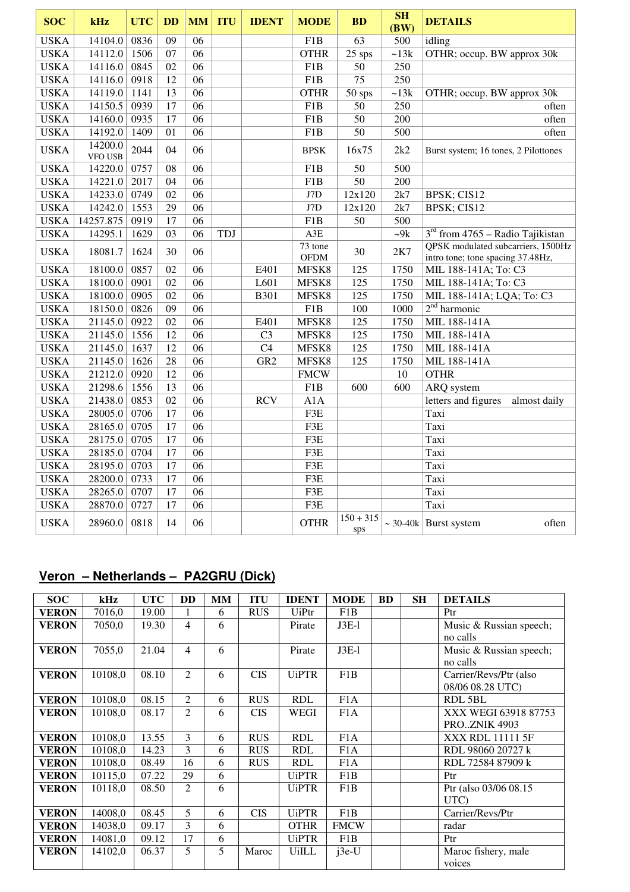| SOC | kHz | UTC | DD | MM | ITU | IDENT | MODE | BD | SH (BW) | DETAILS |
|---|---|---|---|---|---|---|---|---|---|---|
| USKA | 14104.0 | 0836 | 09 | 06 | | | F1B | 63 | 500 | idling |
| USKA | 14112.0 | 1506 | 07 | 06 | | | OTHR | 25 sps | ~13k | OTHR; occup. BW approx 30k |
| USKA | 14116.0 | 0845 | 02 | 06 | | | F1B | 50 | 250 | |
| USKA | 14116.0 | 0918 | 12 | 06 | | | F1B | 75 | 250 | |
| USKA | 14119.0 | 1141 | 13 | 06 | | | OTHR | 50 sps | ~13k | OTHR; occup. BW approx 30k |
| USKA | 14150.5 | 0939 | 17 | 06 | | | F1B | 50 | 250 | often |
| USKA | 14160.0 | 0935 | 17 | 06 | | | F1B | 50 | 200 | often |
| USKA | 14192.0 | 1409 | 01 | 06 | | | F1B | 50 | 500 | often |
| USKA | 14200.0 VFO USB | 2044 | 04 | 06 | | | BPSK | 16x75 | 2k2 | Burst system; 16 tones, 2 Pilottones |
| USKA | 14220.0 | 0757 | 08 | 06 | | | F1B | 50 | 500 | |
| USKA | 14221.0 | 2017 | 04 | 06 | | | F1B | 50 | 200 | |
| USKA | 14233.0 | 0749 | 02 | 06 | | | J7D | 12x120 | 2k7 | BPSK; CIS12 |
| USKA | 14242.0 | 1553 | 29 | 06 | | | J7D | 12x120 | 2k7 | BPSK; CIS12 |
| USKA | 14257.875 | 0919 | 17 | 06 | | | F1B | 50 | 500 | |
| USKA | 14295.1 | 1629 | 03 | 06 | TDJ | | A3E | | ~9k | 3rd from 4765 – Radio Tajikistan |
| USKA | 18081.7 | 1624 | 30 | 06 | | | 73 tone OFDM | 30 | 2K7 | QPSK modulated subcarriers, 1500Hz intro tone; tone spacing 37.48Hz, |
| USKA | 18100.0 | 0857 | 02 | 06 | | E401 | MFSK8 | 125 | 1750 | MIL 188-141A; To: C3 |
| USKA | 18100.0 | 0901 | 02 | 06 | | L601 | MFSK8 | 125 | 1750 | MIL 188-141A; To: C3 |
| USKA | 18100.0 | 0905 | 02 | 06 | | B301 | MFSK8 | 125 | 1750 | MIL 188-141A; LQA; To: C3 |
| USKA | 18150.0 | 0826 | 09 | 06 | | | F1B | 100 | 1000 | 2nd harmonic |
| USKA | 21145.0 | 0922 | 02 | 06 | | E401 | MFSK8 | 125 | 1750 | MIL 188-141A |
| USKA | 21145.0 | 1556 | 12 | 06 | | C3 | MFSK8 | 125 | 1750 | MIL 188-141A |
| USKA | 21145.0 | 1637 | 12 | 06 | | C4 | MFSK8 | 125 | 1750 | MIL 188-141A |
| USKA | 21145.0 | 1626 | 28 | 06 | | GR2 | MFSK8 | 125 | 1750 | MIL 188-141A |
| USKA | 21212.0 | 0920 | 12 | 06 | | | FMCW | | 10 | OTHR |
| USKA | 21298.6 | 1556 | 13 | 06 | | | F1B | 600 | 600 | ARQ system |
| USKA | 21438.0 | 0853 | 02 | 06 | | RCV | A1A | | | letters and figures almost daily |
| USKA | 28005.0 | 0706 | 17 | 06 | | | F3E | | | Taxi |
| USKA | 28165.0 | 0705 | 17 | 06 | | | F3E | | | Taxi |
| USKA | 28175.0 | 0705 | 17 | 06 | | | F3E | | | Taxi |
| USKA | 28185.0 | 0704 | 17 | 06 | | | F3E | | | Taxi |
| USKA | 28195.0 | 0703 | 17 | 06 | | | F3E | | | Taxi |
| USKA | 28200.0 | 0733 | 17 | 06 | | | F3E | | | Taxi |
| USKA | 28265.0 | 0707 | 17 | 06 | | | F3E | | | Taxi |
| USKA | 28870.0 | 0727 | 17 | 06 | | | F3E | | | Taxi |
| USKA | 28960.0 | 0818 | 14 | 06 | | | OTHR | 150 + 315 sps | ~ 30-40k | Burst system often |

## Veron – Netherlands – PA2GRU (Dick)

| SOC | kHz | UTC | DD | MM | ITU | IDENT | MODE | BD | SH | DETAILS |
|---|---|---|---|---|---|---|---|---|---|---|
| **VERON** | 7016,0 | 19.00 | 1 | 6 | RUS | UiPtr | F1B | | | Ptr |
| **VERON** | 7050,0 | 19.30 | 4 | 6 | | Pirate | J3E-l | | | Music & Russian speech; no calls |
| **VERON** | 7055,0 | 21.04 | 4 | 6 | | Pirate | J3E-l | | | Music & Russian speech; no calls |
| **VERON** | 10108,0 | 08.10 | 2 | 6 | CIS | UiPTR | F1B | | | Carrier/Revs/Ptr (also 08/06 08.28 UTC) |
| **VERON** | 10108,0 | 08.15 | 2 | 6 | RUS | RDL | F1A | | | RDL 5BL |
| **VERON** | 10108,0 | 08.17 | 2 | 6 | CIS | WEGI | F1A | | | XXX WEGI 63918 87753 PRO..ZNIK 4903 |
| **VERON** | 10108,0 | 13.55 | 3 | 6 | RUS | RDL | F1A | | | XXX RDL 11111 5F |
| **VERON** | 10108,0 | 14.23 | 3 | 6 | RUS | RDL | F1A | | | RDL 98060 20727 k |
| **VERON** | 10108,0 | 08.49 | 16 | 6 | RUS | RDL | F1A | | | RDL 72584 87909 k |
| **VERON** | 10115,0 | 07.22 | 29 | 6 | | UiPTR | F1B | | | Ptr |
| **VERON** | 10118,0 | 08.50 | 2 | 6 | | UiPTR | F1B | | | Ptr (also 03/06 08.15 UTC) |
| **VERON** | 14008,0 | 08.45 | 5 | 6 | CIS | UiPTR | F1B | | | Carrier/Revs/Ptr |
| **VERON** | 14038,0 | 09.17 | 3 | 6 | | OTHR | FMCW | | | radar |
| **VERON** | 14081,0 | 09.12 | 17 | 6 | | UiPTR | F1B | | | Ptr |
| **VERON** | 14102,0 | 06.37 | 5 | 5 | Maroc | UiILL | j3e-U | | | Maroc fishery, male voices |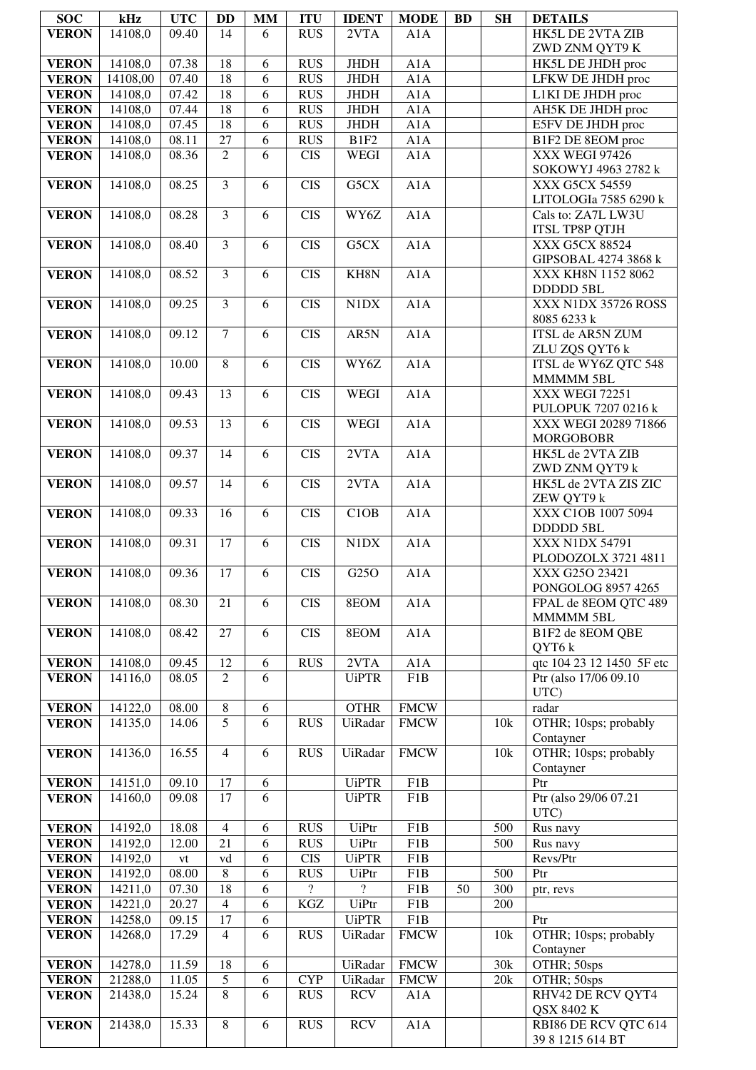| SOC | kHz | UTC | DD | MM | ITU | IDENT | MODE | BD | SH | DETAILS |
|---|---|---|---|---|---|---|---|---|---|---|
| VERON | 14108,0 | 09.40 | 14 | 6 | RUS | 2VTA | A1A | | | HK5L DE 2VTA ZIB ZWD ZNM QYT9 K |
| VERON | 14108,0 | 07.38 | 18 | 6 | RUS | JHDH | A1A | | | HK5L DE JHDH proc |
| VERON | 14108,00 | 07.40 | 18 | 6 | RUS | JHDH | A1A | | | LFKW DE JHDH proc |
| VERON | 14108,0 | 07.42 | 18 | 6 | RUS | JHDH | A1A | | | L1KI DE JHDH proc |
| VERON | 14108,0 | 07.44 | 18 | 6 | RUS | JHDH | A1A | | | AH5K DE JHDH proc |
| VERON | 14108,0 | 07.45 | 18 | 6 | RUS | JHDH | A1A | | | E5FV DE JHDH proc |
| VERON | 14108,0 | 08.11 | 27 | 6 | RUS | B1F2 | A1A | | | B1F2 DE 8EOM proc |
| VERON | 14108,0 | 08.36 | 2 | 6 | CIS | WEGI | A1A | | | XXX WEGI 97426 SOKOWYJ 4963 2782 k |
| VERON | 14108,0 | 08.25 | 3 | 6 | CIS | G5CX | A1A | | | XXX G5CX 54559 LITOLOGIa 7585 6290 k |
| VERON | 14108,0 | 08.28 | 3 | 6 | CIS | WY6Z | A1A | | | Cals to: ZA7L LW3U ITSL TP8P QTJH |
| VERON | 14108,0 | 08.40 | 3 | 6 | CIS | G5CX | A1A | | | XXX G5CX 88524 GIPSOBAL 4274 3868 k |
| VERON | 14108,0 | 08.52 | 3 | 6 | CIS | KH8N | A1A | | | XXX KH8N 1152 8062 DDDDD 5BL |
| VERON | 14108,0 | 09.25 | 3 | 6 | CIS | N1DX | A1A | | | XXX N1DX 35726 ROSS 8085 6233 k |
| VERON | 14108,0 | 09.12 | 7 | 6 | CIS | AR5N | A1A | | | ITSL de AR5N ZUM ZLU ZQS QYT6 k |
| VERON | 14108,0 | 10.00 | 8 | 6 | CIS | WY6Z | A1A | | | ITSL de WY6Z QTC 548 MMMMM 5BL |
| VERON | 14108,0 | 09.43 | 13 | 6 | CIS | WEGI | A1A | | | XXX WEGI 72251 PULOPUK 7207 0216 k |
| VERON | 14108,0 | 09.53 | 13 | 6 | CIS | WEGI | A1A | | | XXX WEGI 20289 71866 MORGOBOBR |
| VERON | 14108,0 | 09.37 | 14 | 6 | CIS | 2VTA | A1A | | | HK5L de 2VTA ZIB ZWD ZNM QYT9 k |
| VERON | 14108,0 | 09.57 | 14 | 6 | CIS | 2VTA | A1A | | | HK5L de 2VTA ZIS ZIC ZEW QYT9 k |
| VERON | 14108,0 | 09.33 | 16 | 6 | CIS | C1OB | A1A | | | XXX C1OB 1007 5094 DDDDD 5BL |
| VERON | 14108,0 | 09.31 | 17 | 6 | CIS | N1DX | A1A | | | XXX N1DX 54791 PLODOZOLX 3721 4811 |
| VERON | 14108,0 | 09.36 | 17 | 6 | CIS | G25O | A1A | | | XXX G25O 23421 PONGOLOG 8957 4265 |
| VERON | 14108,0 | 08.30 | 21 | 6 | CIS | 8EOM | A1A | | | FPAL de 8EOM QTC 489 MMMMM 5BL |
| VERON | 14108,0 | 08.42 | 27 | 6 | CIS | 8EOM | A1A | | | B1F2 de 8EOM QBE QYT6 k |
| VERON | 14108,0 | 09.45 | 12 | 6 | RUS | 2VTA | A1A | | | qtc 104 23 12 1450 5F etc |
| VERON | 14116,0 | 08.05 | 2 | 6 | | UiPTR | F1B | | | Ptr (also 17/06 09.10 UTC) |
| VERON | 14122,0 | 08.00 | 8 | 6 | | OTHR | FMCW | | | radar |
| VERON | 14135,0 | 14.06 | 5 | 6 | RUS | UiRadar | FMCW | | 10k | OTHR; 10sps; probably Contayner |
| VERON | 14136,0 | 16.55 | 4 | 6 | RUS | UiRadar | FMCW | | 10k | OTHR; 10sps; probably Contayner |
| VERON | 14151,0 | 09.10 | 17 | 6 | | UiPTR | F1B | | | Ptr |
| VERON | 14160,0 | 09.08 | 17 | 6 | | UiPTR | F1B | | | Ptr (also 29/06 07.21 UTC) |
| VERON | 14192,0 | 18.08 | 4 | 6 | RUS | UiPtr | F1B | | 500 | Rus navy |
| VERON | 14192,0 | 12.00 | 21 | 6 | RUS | UiPtr | F1B | | 500 | Rus navy |
| VERON | 14192,0 | vt | vd | 6 | CIS | UiPTR | F1B | | | Revs/Ptr |
| VERON | 14192,0 | 08.00 | 8 | 6 | RUS | UiPtr | F1B | | 500 | Ptr |
| VERON | 14211,0 | 07.30 | 18 | 6 | ? | ? | F1B | 50 | 300 | ptr, revs |
| VERON | 14221,0 | 20.27 | 4 | 6 | KGZ | UiPtr | F1B | | 200 | |
| VERON | 14258,0 | 09.15 | 17 | 6 | | UiPTR | F1B | | | Ptr |
| VERON | 14268,0 | 17.29 | 4 | 6 | RUS | UiRadar | FMCW | | 10k | OTHR; 10sps; probably Contayner |
| VERON | 14278,0 | 11.59 | 18 | 6 | | UiRadar | FMCW | | 30k | OTHR; 50sps |
| VERON | 21288,0 | 11.05 | 5 | 6 | CYP | UiRadar | FMCW | | 20k | OTHR; 50sps |
| VERON | 21438,0 | 15.24 | 8 | 6 | RUS | RCV | A1A | | | RHV42 DE RCV QYT4 QSX 8402 K |
| VERON | 21438,0 | 15.33 | 8 | 6 | RUS | RCV | A1A | | | RBI86 DE RCV QTC 614 39 8 1215 614 BT |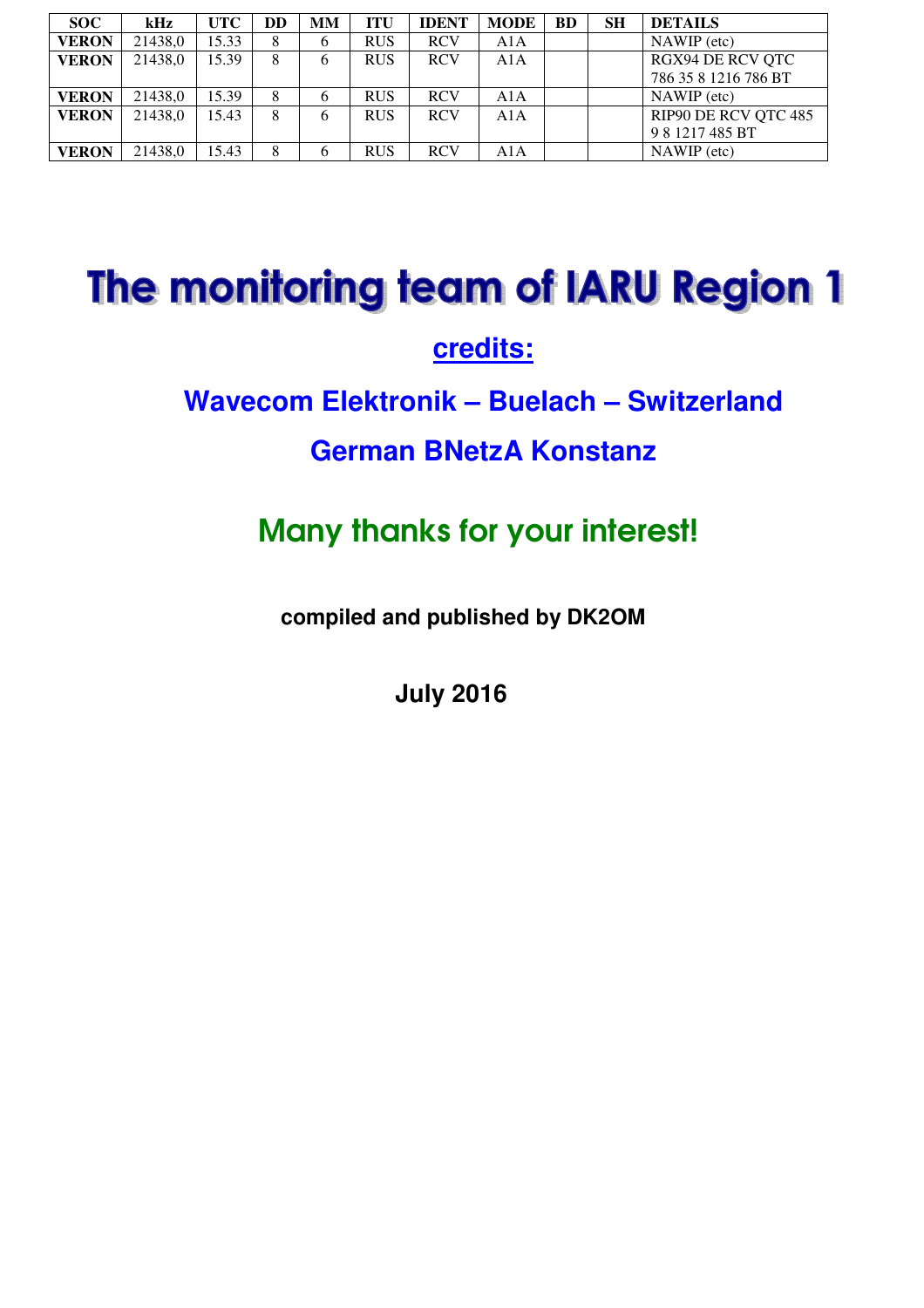| SOC | kHz | UTC | DD | MM | ITU | IDENT | MODE | BD | SH | DETAILS |
|---|---|---|---|---|---|---|---|---|---|---|
| **VERON** | 21438,0 | 15.33 | 8 | 6 | RUS | RCV | A1A | | | NAWIP (etc) |
| **VERON** | 21438,0 | 15.39 | 8 | 6 | RUS | RCV | A1A | | | RGX94 DE RCV QTC 786 35 8 1216 786 BT |
| **VERON** | 21438,0 | 15.39 | 8 | 6 | RUS | RCV | A1A | | | NAWIP (etc) |
| **VERON** | 21438,0 | 15.43 | 8 | 6 | RUS | RCV | A1A | | | RIP90 DE RCV QTC 485 9 8 1217 485 BT |
| **VERON** | 21438,0 | 15.43 | 8 | 6 | RUS | RCV | A1A | | | NAWIP (etc) |

# The monitoring team of IARU Region 1

## credits:

## Wavecom Elektronik – Buelach – Switzerland

## German BNetzA Konstanz

## Many thanks for your interest!

**compiled and published by DK2OM**

**July 2016**